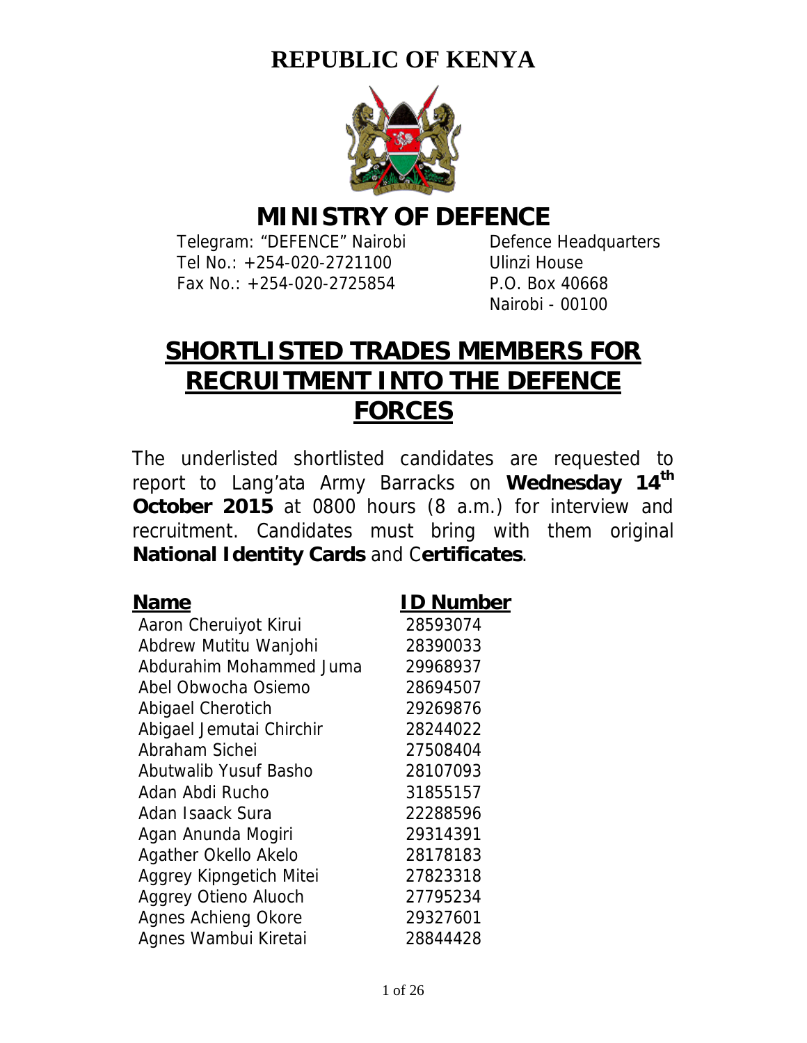# REPUBLIC OF KENYA

# MINISTRY OF DEFENCE

Telegram: "DEFENCE" Nairobi
Tel No.: +254-020-2721100
Fax No.: +254-020-2725854

Defence Headquarters
Ulinzi House
P.O. Box 40668
Nairobi - 00100

## SHORTLISTED TRADES MEMBERS FOR RECRUITMENT INTO THE DEFENCE FORCES

The underlisted shortlisted candidates are requested to report to Lang'ata Army Barracks on **Wednesday 14th October 2015** at 0800 hours (8 a.m.) for interview and recruitment. Candidates must bring with them original **National Identity Cards** and C**ertificates**.

| Name | ID Number |
|---|---|
| Aaron Cheruiyot Kirui | 28593074 |
| Abdrew Mutitu Wanjohi | 28390033 |
| Abdurahim Mohammed Juma | 29968937 |
| Abel Obwocha Osiemo | 28694507 |
| Abigael Cherotich | 29269876 |
| Abigael Jemutai Chirchir | 28244022 |
| Abraham Sichei | 27508404 |
| Abutwalib Yusuf Basho | 28107093 |
| Adan Abdi Rucho | 31855157 |
| Adan Isaack Sura | 22288596 |
| Agan Anunda Mogiri | 29314391 |
| Agather Okello Akelo | 28178183 |
| Aggrey Kipngetich Mitei | 27823318 |
| Aggrey Otieno Aluoch | 27795234 |
| Agnes Achieng Okore | 29327601 |
| Agnes Wambui Kiretai | 28844428 |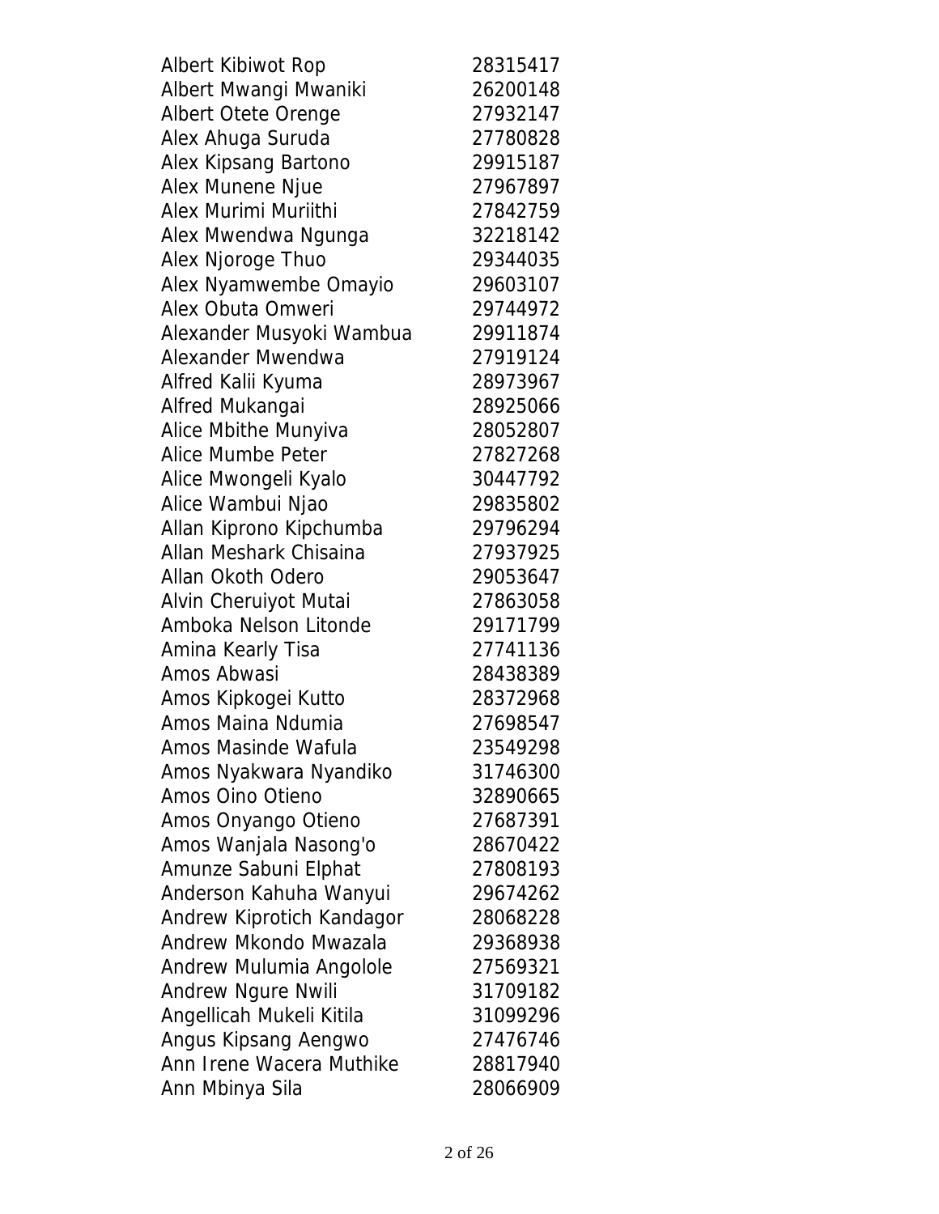| | |
|---|---|
| Albert Kibiwot Rop | 28315417 |
| Albert Mwangi Mwaniki | 26200148 |
| Albert Otete Orenge | 27932147 |
| Alex Ahuga Suruda | 27780828 |
| Alex Kipsang Bartono | 29915187 |
| Alex Munene Njue | 27967897 |
| Alex Murimi Muriithi | 27842759 |
| Alex Mwendwa Ngunga | 32218142 |
| Alex Njoroge Thuo | 29344035 |
| Alex Nyamwembe Omayio | 29603107 |
| Alex Obuta Omweri | 29744972 |
| Alexander Musyoki Wambua | 29911874 |
| Alexander Mwendwa | 27919124 |
| Alfred Kalii Kyuma | 28973967 |
| Alfred Mukangai | 28925066 |
| Alice Mbithe Munyiva | 28052807 |
| Alice Mumbe Peter | 27827268 |
| Alice Mwongeli Kyalo | 30447792 |
| Alice Wambui Njao | 29835802 |
| Allan Kiprono Kipchumba | 29796294 |
| Allan Meshark Chisaina | 27937925 |
| Allan Okoth Odero | 29053647 |
| Alvin Cheruiyot Mutai | 27863058 |
| Amboka Nelson Litonde | 29171799 |
| Amina Kearly Tisa | 27741136 |
| Amos Abwasi | 28438389 |
| Amos Kipkogei Kutto | 28372968 |
| Amos Maina Ndumia | 27698547 |
| Amos Masinde Wafula | 23549298 |
| Amos Nyakwara Nyandiko | 31746300 |
| Amos Oino Otieno | 32890665 |
| Amos Onyango Otieno | 27687391 |
| Amos Wanjala Nasong'o | 28670422 |
| Amunze Sabuni Elphat | 27808193 |
| Anderson Kahuha Wanyui | 29674262 |
| Andrew Kiprotich Kandagor | 28068228 |
| Andrew Mkondo Mwazala | 29368938 |
| Andrew Mulumia Angolole | 27569321 |
| Andrew Ngure Nwili | 31709182 |
| Angellicah Mukeli Kitila | 31099296 |
| Angus Kipsang Aengwo | 27476746 |
| Ann Irene Wacera Muthike | 28817940 |
| Ann Mbinya Sila | 28066909 |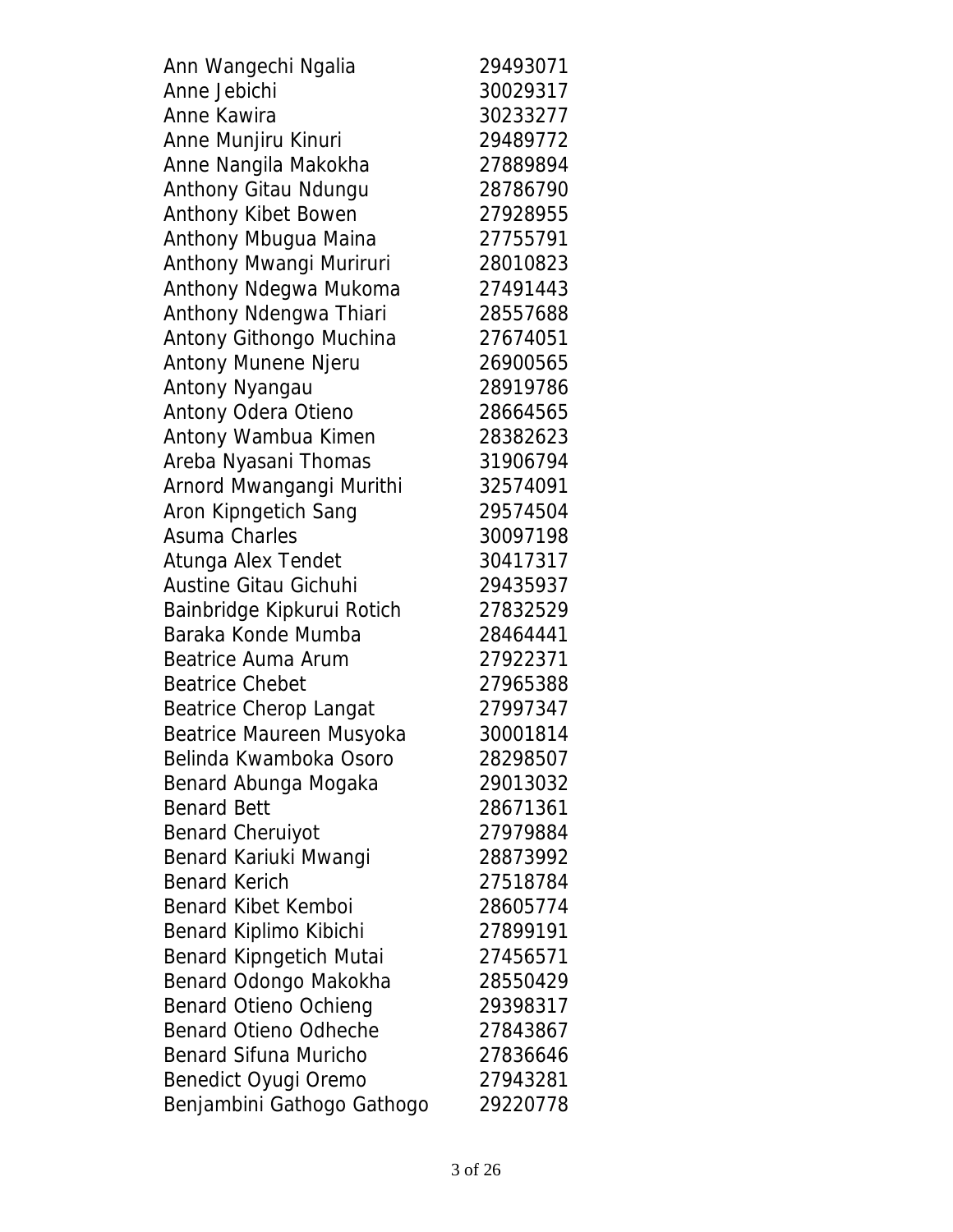| | |
|---|---|
| Ann Wangechi Ngalia | 29493071 |
| Anne Jebichi | 30029317 |
| Anne Kawira | 30233277 |
| Anne Munjiru Kinuri | 29489772 |
| Anne Nangila Makokha | 27889894 |
| Anthony Gitau Ndungu | 28786790 |
| Anthony Kibet Bowen | 27928955 |
| Anthony Mbugua Maina | 27755791 |
| Anthony Mwangi Muriruri | 28010823 |
| Anthony Ndegwa Mukoma | 27491443 |
| Anthony Ndengwa Thiari | 28557688 |
| Antony Githongo Muchina | 27674051 |
| Antony Munene Njeru | 26900565 |
| Antony Nyangau | 28919786 |
| Antony Odera Otieno | 28664565 |
| Antony Wambua Kimen | 28382623 |
| Areba Nyasani Thomas | 31906794 |
| Arnord Mwangangi Murithi | 32574091 |
| Aron Kipngetich Sang | 29574504 |
| Asuma Charles | 30097198 |
| Atunga Alex Tendet | 30417317 |
| Austine Gitau Gichuhi | 29435937 |
| Bainbridge Kipkurui Rotich | 27832529 |
| Baraka Konde Mumba | 28464441 |
| Beatrice Auma Arum | 27922371 |
| Beatrice Chebet | 27965388 |
| Beatrice Cherop Langat | 27997347 |
| Beatrice Maureen Musyoka | 30001814 |
| Belinda Kwamboka Osoro | 28298507 |
| Benard Abunga Mogaka | 29013032 |
| Benard Bett | 28671361 |
| Benard Cheruiyot | 27979884 |
| Benard Kariuki Mwangi | 28873992 |
| Benard Kerich | 27518784 |
| Benard Kibet Kemboi | 28605774 |
| Benard Kiplimo Kibichi | 27899191 |
| Benard Kipngetich Mutai | 27456571 |
| Benard Odongo Makokha | 28550429 |
| Benard Otieno Ochieng | 29398317 |
| Benard Otieno Odheche | 27843867 |
| Benard Sifuna Muricho | 27836646 |
| Benedict Oyugi Oremo | 27943281 |
| Benjambini Gathogo Gathogo | 29220778 |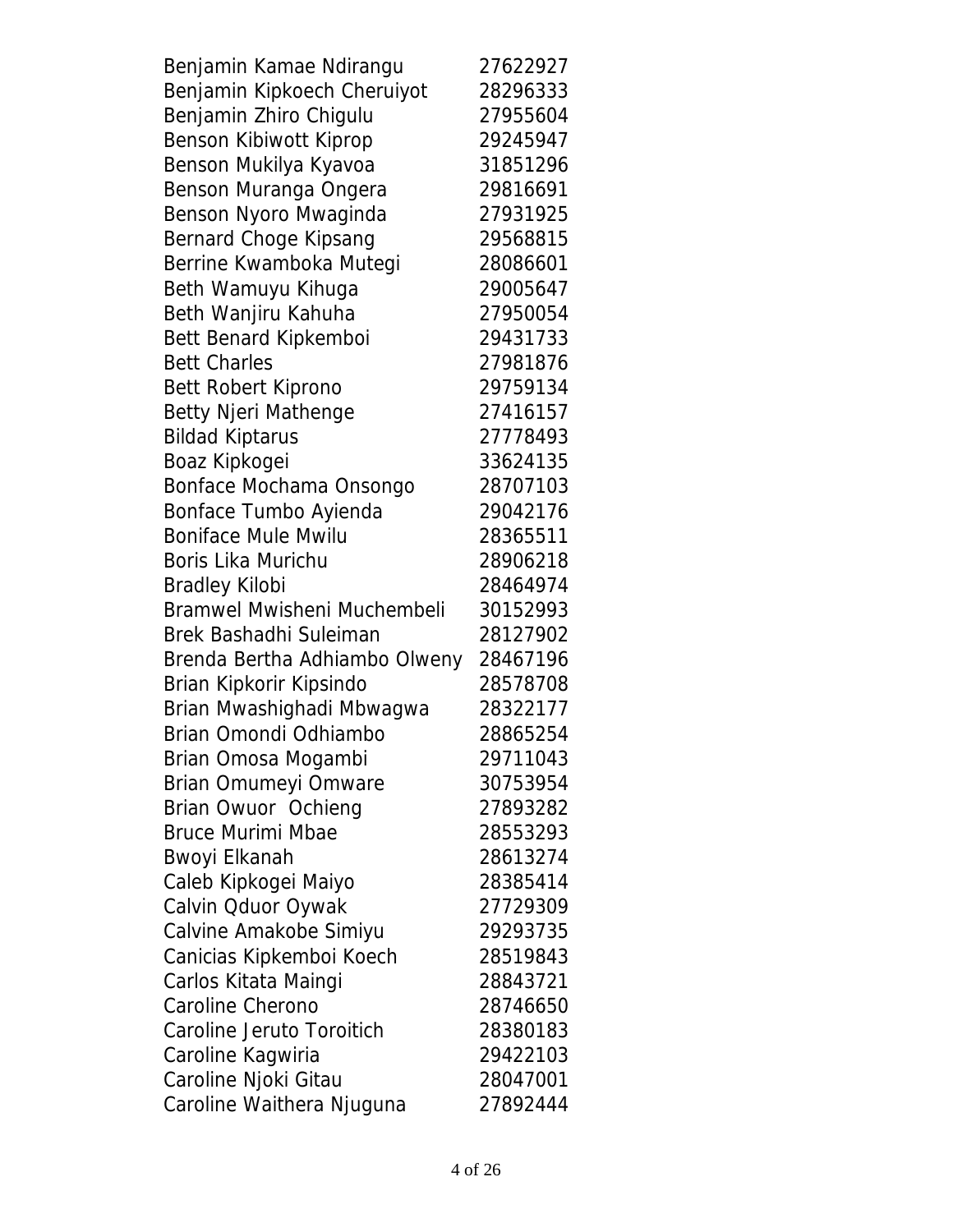| | |
|---|---|
| Benjamin Kamae Ndirangu | 27622927 |
| Benjamin Kipkoech Cheruiyot | 28296333 |
| Benjamin Zhiro Chigulu | 27955604 |
| Benson Kibiwott Kiprop | 29245947 |
| Benson Mukilya Kyavoa | 31851296 |
| Benson Muranga Ongera | 29816691 |
| Benson Nyoro Mwaginda | 27931925 |
| Bernard Choge Kipsang | 29568815 |
| Berrine Kwamboka Mutegi | 28086601 |
| Beth Wamuyu Kihuga | 29005647 |
| Beth Wanjiru Kahuha | 27950054 |
| Bett Benard Kipkemboi | 29431733 |
| Bett Charles | 27981876 |
| Bett Robert Kiprono | 29759134 |
| Betty Njeri Mathenge | 27416157 |
| Bildad Kiptarus | 27778493 |
| Boaz Kipkogei | 33624135 |
| Bonface Mochama Onsongo | 28707103 |
| Bonface Tumbo Ayienda | 29042176 |
| Boniface Mule Mwilu | 28365511 |
| Boris Lika Murichu | 28906218 |
| Bradley Kilobi | 28464974 |
| Bramwel Mwisheni Muchembeli | 30152993 |
| Brek Bashadhi Suleiman | 28127902 |
| Brenda Bertha Adhiambo Olweny | 28467196 |
| Brian Kipkorir Kipsindo | 28578708 |
| Brian Mwashighadi Mbwagwa | 28322177 |
| Brian Omondi Odhiambo | 28865254 |
| Brian Omosa Mogambi | 29711043 |
| Brian Omumeyi Omware | 30753954 |
| Brian Owuor Ochieng | 27893282 |
| Bruce Murimi Mbae | 28553293 |
| Bwoyi Elkanah | 28613274 |
| Caleb Kipkogei Maiyo | 28385414 |
| Calvin Qduor Oywak | 27729309 |
| Calvine Amakobe Simiyu | 29293735 |
| Canicias Kipkemboi Koech | 28519843 |
| Carlos Kitata Maingi | 28843721 |
| Caroline Cherono | 28746650 |
| Caroline Jeruto Toroitich | 28380183 |
| Caroline Kagwiria | 29422103 |
| Caroline Njoki Gitau | 28047001 |
| Caroline Waithera Njuguna | 27892444 |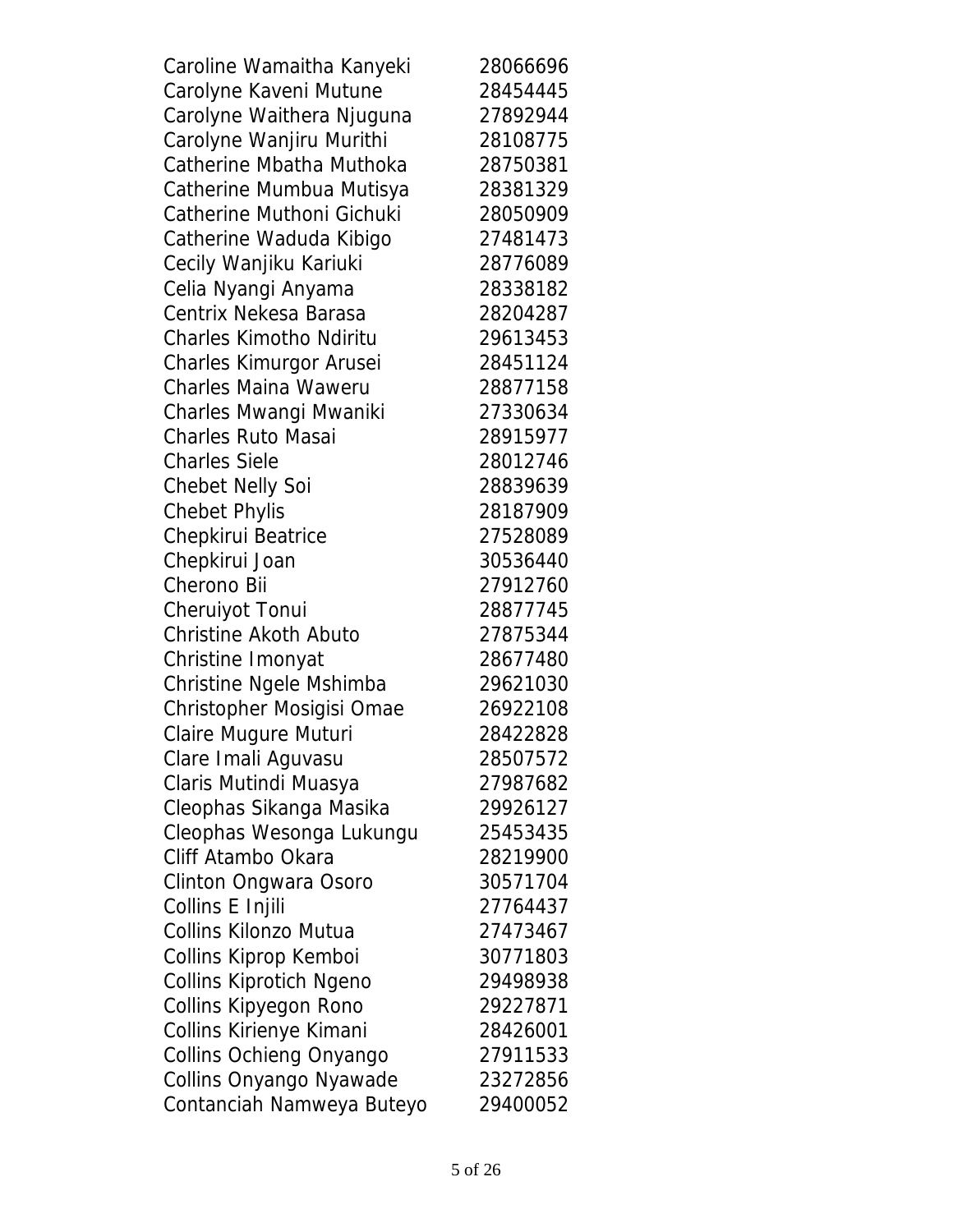| | |
|---|---|
| Caroline Wamaitha Kanyeki | 28066696 |
| Carolyne Kaveni Mutune | 28454445 |
| Carolyne Waithera Njuguna | 27892944 |
| Carolyne Wanjiru Murithi | 28108775 |
| Catherine Mbatha Muthoka | 28750381 |
| Catherine Mumbua Mutisya | 28381329 |
| Catherine Muthoni Gichuki | 28050909 |
| Catherine Waduda Kibigo | 27481473 |
| Cecily Wanjiku Kariuki | 28776089 |
| Celia Nyangi Anyama | 28338182 |
| Centrix Nekesa Barasa | 28204287 |
| Charles Kimotho Ndiritu | 29613453 |
| Charles Kimurgor Arusei | 28451124 |
| Charles Maina Waweru | 28877158 |
| Charles Mwangi Mwaniki | 27330634 |
| Charles Ruto Masai | 28915977 |
| Charles Siele | 28012746 |
| Chebet Nelly Soi | 28839639 |
| Chebet Phylis | 28187909 |
| Chepkirui Beatrice | 27528089 |
| Chepkirui Joan | 30536440 |
| Cherono Bii | 27912760 |
| Cheruiyot Tonui | 28877745 |
| Christine Akoth Abuto | 27875344 |
| Christine Imonyat | 28677480 |
| Christine Ngele Mshimba | 29621030 |
| Christopher Mosigisi Omae | 26922108 |
| Claire Mugure Muturi | 28422828 |
| Clare Imali Aguvasu | 28507572 |
| Claris Mutindi Muasya | 27987682 |
| Cleophas Sikanga Masika | 29926127 |
| Cleophas Wesonga Lukungu | 25453435 |
| Cliff Atambo Okara | 28219900 |
| Clinton Ongwara Osoro | 30571704 |
| Collins E Injili | 27764437 |
| Collins Kilonzo Mutua | 27473467 |
| Collins Kiprop Kemboi | 30771803 |
| Collins Kiprotich Ngeno | 29498938 |
| Collins Kipyegon Rono | 29227871 |
| Collins Kirienye Kimani | 28426001 |
| Collins Ochieng Onyango | 27911533 |
| Collins Onyango Nyawade | 23272856 |
| Contanciah Namweya Buteyo | 29400052 |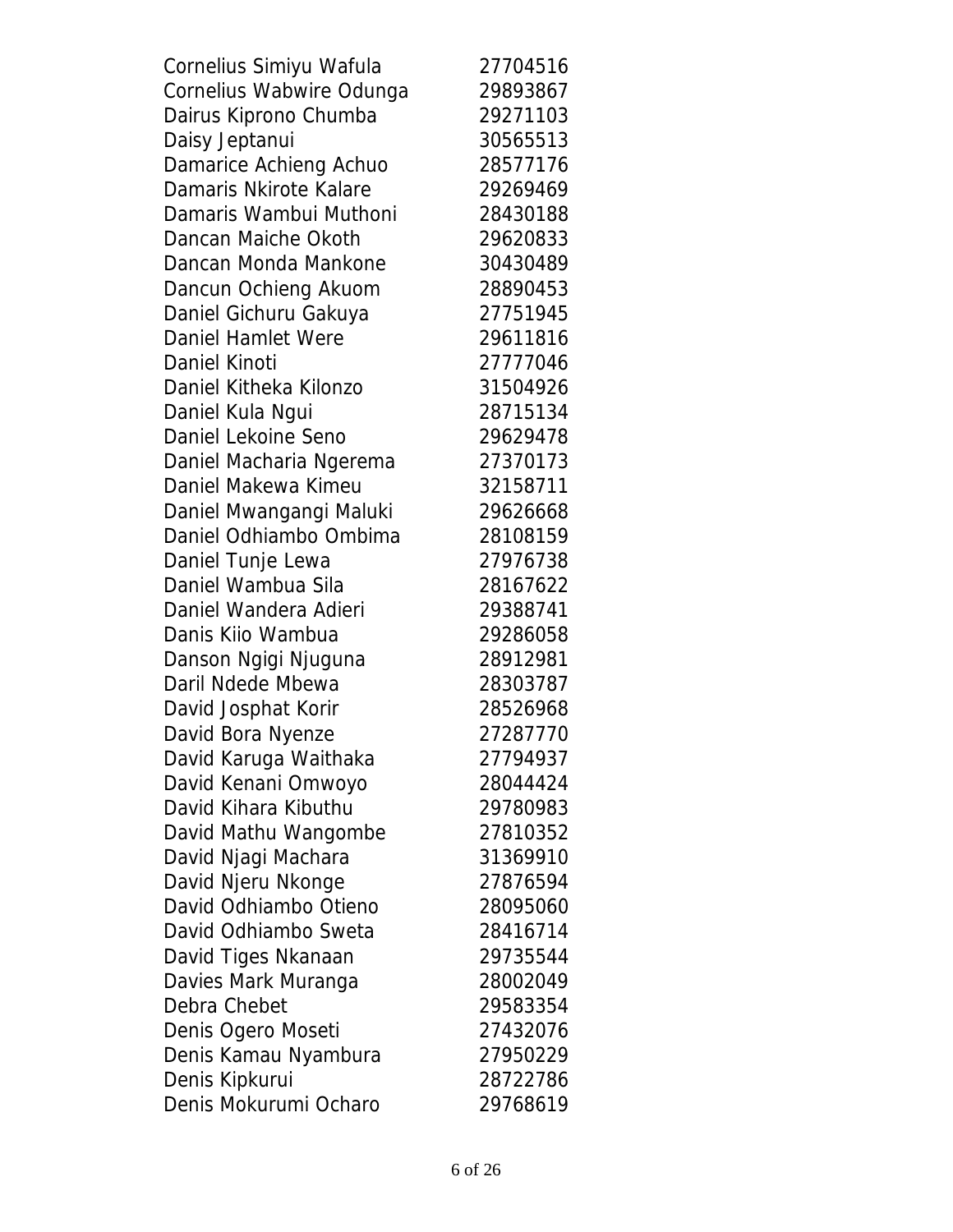| | |
|---|---|
| Cornelius Simiyu Wafula | 27704516 |
| Cornelius Wabwire Odunga | 29893867 |
| Dairus Kiprono Chumba | 29271103 |
| Daisy Jeptanui | 30565513 |
| Damarice Achieng Achuo | 28577176 |
| Damaris Nkirote Kalare | 29269469 |
| Damaris Wambui Muthoni | 28430188 |
| Dancan Maiche Okoth | 29620833 |
| Dancan Monda Mankone | 30430489 |
| Dancun Ochieng Akuom | 28890453 |
| Daniel Gichuru Gakuya | 27751945 |
| Daniel Hamlet Were | 29611816 |
| Daniel Kinoti | 27777046 |
| Daniel Kitheka Kilonzo | 31504926 |
| Daniel Kula Ngui | 28715134 |
| Daniel Lekoine Seno | 29629478 |
| Daniel Macharia Ngerema | 27370173 |
| Daniel Makewa Kimeu | 32158711 |
| Daniel Mwangangi Maluki | 29626668 |
| Daniel Odhiambo Ombima | 28108159 |
| Daniel Tunje Lewa | 27976738 |
| Daniel Wambua Sila | 28167622 |
| Daniel Wandera Adieri | 29388741 |
| Danis Kiio Wambua | 29286058 |
| Danson Ngigi Njuguna | 28912981 |
| Daril Ndede Mbewa | 28303787 |
| David Josphat Korir | 28526968 |
| David Bora Nyenze | 27287770 |
| David Karuga Waithaka | 27794937 |
| David Kenani Omwoyo | 28044424 |
| David Kihara Kibuthu | 29780983 |
| David Mathu Wangombe | 27810352 |
| David Njagi Machara | 31369910 |
| David Njeru Nkonge | 27876594 |
| David Odhiambo Otieno | 28095060 |
| David Odhiambo Sweta | 28416714 |
| David Tiges Nkanaan | 29735544 |
| Davies Mark Muranga | 28002049 |
| Debra Chebet | 29583354 |
| Denis Ogero Moseti | 27432076 |
| Denis Kamau Nyambura | 27950229 |
| Denis Kipkurui | 28722786 |
| Denis Mokurumi Ocharo | 29768619 |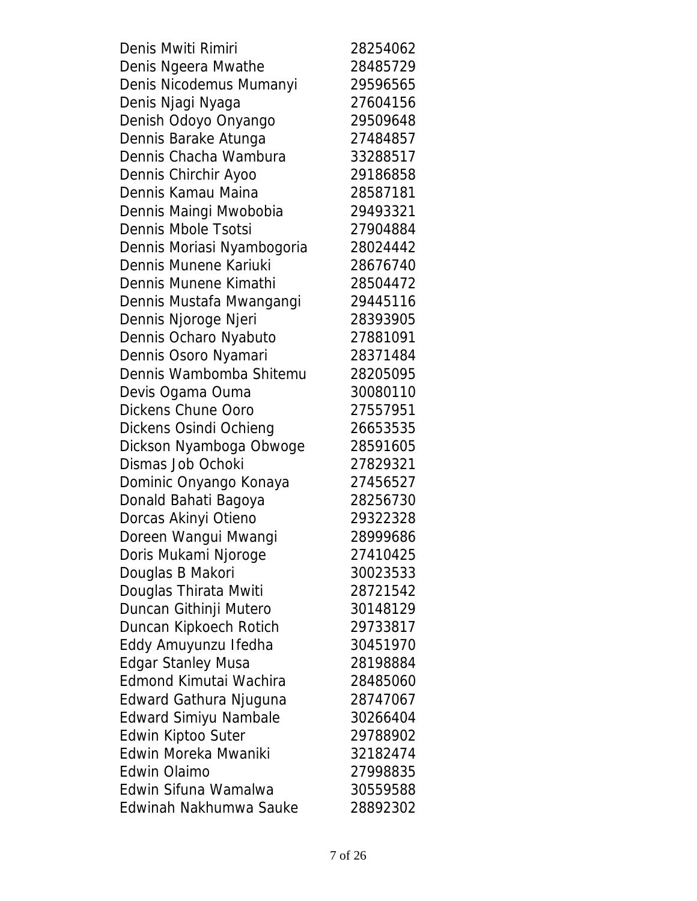| | |
|---|---|
| Denis Mwiti Rimiri | 28254062 |
| Denis Ngeera Mwathe | 28485729 |
| Denis Nicodemus Mumanyi | 29596565 |
| Denis Njagi Nyaga | 27604156 |
| Denish Odoyo Onyango | 29509648 |
| Dennis Barake Atunga | 27484857 |
| Dennis Chacha Wambura | 33288517 |
| Dennis Chirchir Ayoo | 29186858 |
| Dennis Kamau Maina | 28587181 |
| Dennis Maingi Mwobobia | 29493321 |
| Dennis Mbole Tsotsi | 27904884 |
| Dennis Moriasi Nyambogoria | 28024442 |
| Dennis Munene Kariuki | 28676740 |
| Dennis Munene Kimathi | 28504472 |
| Dennis Mustafa Mwangangi | 29445116 |
| Dennis Njoroge Njeri | 28393905 |
| Dennis Ocharo Nyabuto | 27881091 |
| Dennis Osoro Nyamari | 28371484 |
| Dennis Wambomba Shitemu | 28205095 |
| Devis Ogama Ouma | 30080110 |
| Dickens Chune Ooro | 27557951 |
| Dickens Osindi Ochieng | 26653535 |
| Dickson Nyamboga Obwoge | 28591605 |
| Dismas Job Ochoki | 27829321 |
| Dominic Onyango Konaya | 27456527 |
| Donald Bahati Bagoya | 28256730 |
| Dorcas Akinyi Otieno | 29322328 |
| Doreen Wangui Mwangi | 28999686 |
| Doris Mukami Njoroge | 27410425 |
| Douglas B Makori | 30023533 |
| Douglas Thirata Mwiti | 28721542 |
| Duncan Githinji Mutero | 30148129 |
| Duncan Kipkoech Rotich | 29733817 |
| Eddy Amuyunzu Ifedha | 30451970 |
| Edgar Stanley Musa | 28198884 |
| Edmond Kimutai Wachira | 28485060 |
| Edward Gathura Njuguna | 28747067 |
| Edward Simiyu Nambale | 30266404 |
| Edwin Kiptoo Suter | 29788902 |
| Edwin Moreka Mwaniki | 32182474 |
| Edwin Olaimo | 27998835 |
| Edwin Sifuna Wamalwa | 30559588 |
| Edwinah Nakhumwa Sauke | 28892302 |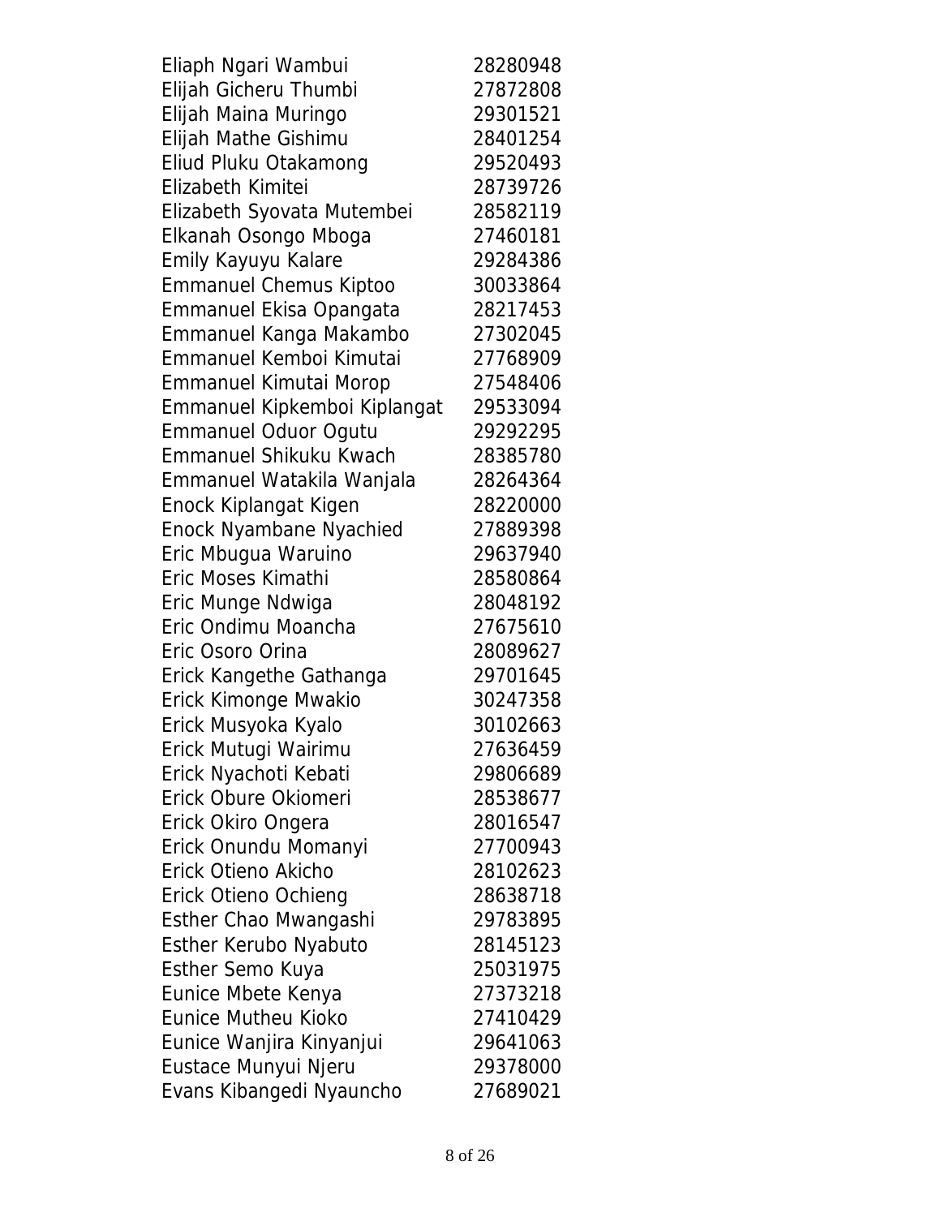| | |
|---|---|
| Eliaph Ngari Wambui | 28280948 |
| Elijah Gicheru Thumbi | 27872808 |
| Elijah Maina Muringo | 29301521 |
| Elijah Mathe Gishimu | 28401254 |
| Eliud Pluku Otakamong | 29520493 |
| Elizabeth Kimitei | 28739726 |
| Elizabeth Syovata Mutembei | 28582119 |
| Elkanah Osongo Mboga | 27460181 |
| Emily Kayuyu Kalare | 29284386 |
| Emmanuel Chemus Kiptoo | 30033864 |
| Emmanuel Ekisa Opangata | 28217453 |
| Emmanuel Kanga Makambo | 27302045 |
| Emmanuel Kemboi Kimutai | 27768909 |
| Emmanuel Kimutai Morop | 27548406 |
| Emmanuel Kipkemboi Kiplangat | 29533094 |
| Emmanuel Oduor Ogutu | 29292295 |
| Emmanuel Shikuku Kwach | 28385780 |
| Emmanuel Watakila Wanjala | 28264364 |
| Enock Kiplangat Kigen | 28220000 |
| Enock Nyambane Nyachied | 27889398 |
| Eric Mbugua Waruino | 29637940 |
| Eric Moses Kimathi | 28580864 |
| Eric Munge Ndwiga | 28048192 |
| Eric Ondimu Moancha | 27675610 |
| Eric Osoro Orina | 28089627 |
| Erick Kangethe Gathanga | 29701645 |
| Erick Kimonge Mwakio | 30247358 |
| Erick Musyoka Kyalo | 30102663 |
| Erick Mutugi Wairimu | 27636459 |
| Erick Nyachoti Kebati | 29806689 |
| Erick Obure Okiomeri | 28538677 |
| Erick Okiro Ongera | 28016547 |
| Erick Onundu Momanyi | 27700943 |
| Erick Otieno Akicho | 28102623 |
| Erick Otieno Ochieng | 28638718 |
| Esther Chao Mwangashi | 29783895 |
| Esther Kerubo Nyabuto | 28145123 |
| Esther Semo Kuya | 25031975 |
| Eunice Mbete Kenya | 27373218 |
| Eunice Mutheu Kioko | 27410429 |
| Eunice Wanjira Kinyanjui | 29641063 |
| Eustace Munyui Njeru | 29378000 |
| Evans Kibangedi Nyauncho | 27689021 |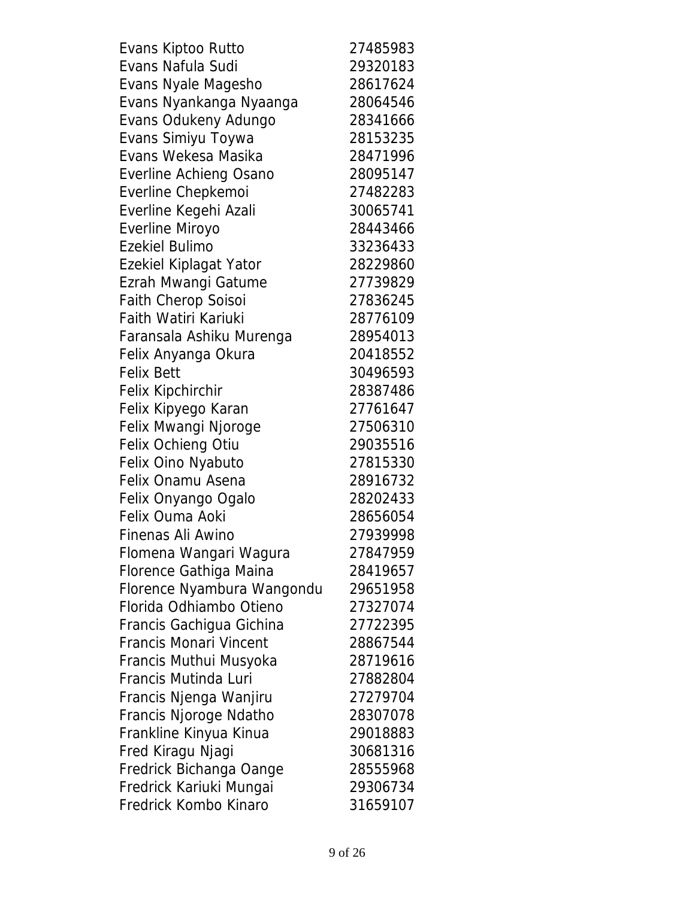| | |
|---|---|
| Evans Kiptoo Rutto | 27485983 |
| Evans Nafula Sudi | 29320183 |
| Evans Nyale Magesho | 28617624 |
| Evans Nyankanga Nyaanga | 28064546 |
| Evans Odukeny Adungo | 28341666 |
| Evans Simiyu Toywa | 28153235 |
| Evans Wekesa Masika | 28471996 |
| Everline Achieng Osano | 28095147 |
| Everline Chepkemoi | 27482283 |
| Everline Kegehi Azali | 30065741 |
| Everline Miroyo | 28443466 |
| Ezekiel Bulimo | 33236433 |
| Ezekiel Kiplagat Yator | 28229860 |
| Ezrah Mwangi Gatume | 27739829 |
| Faith Cherop Soisoi | 27836245 |
| Faith Watiri Kariuki | 28776109 |
| Faransala Ashiku Murenga | 28954013 |
| Felix Anyanga Okura | 20418552 |
| Felix Bett | 30496593 |
| Felix Kipchirchir | 28387486 |
| Felix Kipyego Karan | 27761647 |
| Felix Mwangi Njoroge | 27506310 |
| Felix Ochieng Otiu | 29035516 |
| Felix Oino Nyabuto | 27815330 |
| Felix Onamu Asena | 28916732 |
| Felix Onyango Ogalo | 28202433 |
| Felix Ouma Aoki | 28656054 |
| Finenas Ali Awino | 27939998 |
| Flomena Wangari Wagura | 27847959 |
| Florence Gathiga Maina | 28419657 |
| Florence Nyambura Wangondu | 29651958 |
| Florida Odhiambo Otieno | 27327074 |
| Francis Gachigua Gichina | 27722395 |
| Francis Monari Vincent | 28867544 |
| Francis Muthui Musyoka | 28719616 |
| Francis Mutinda Luri | 27882804 |
| Francis Njenga Wanjiru | 27279704 |
| Francis Njoroge Ndatho | 28307078 |
| Frankline Kinyua Kinua | 29018883 |
| Fred Kiragu Njagi | 30681316 |
| Fredrick Bichanga Oange | 28555968 |
| Fredrick Kariuki Mungai | 29306734 |
| Fredrick Kombo Kinaro | 31659107 |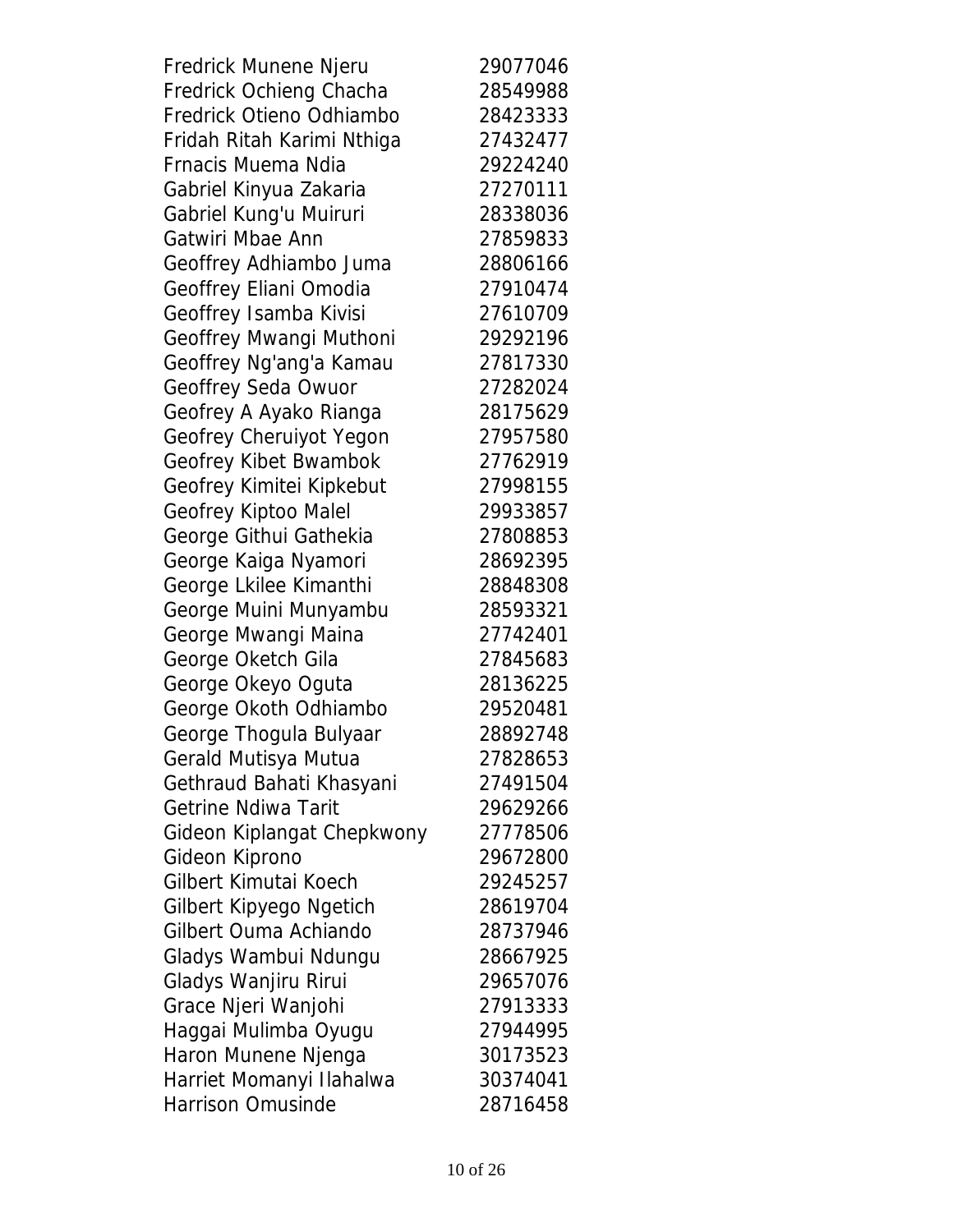| | |
|---|---|
| Fredrick Munene Njeru | 29077046 |
| Fredrick Ochieng Chacha | 28549988 |
| Fredrick Otieno Odhiambo | 28423333 |
| Fridah Ritah Karimi Nthiga | 27432477 |
| Frnacis Muema Ndia | 29224240 |
| Gabriel Kinyua Zakaria | 27270111 |
| Gabriel Kung'u Muiruri | 28338036 |
| Gatwiri Mbae Ann | 27859833 |
| Geoffrey Adhiambo Juma | 28806166 |
| Geoffrey Eliani Omodia | 27910474 |
| Geoffrey Isamba Kivisi | 27610709 |
| Geoffrey Mwangi Muthoni | 29292196 |
| Geoffrey Ng'ang'a Kamau | 27817330 |
| Geoffrey Seda Owuor | 27282024 |
| Geofrey A Ayako Rianga | 28175629 |
| Geofrey Cheruiyot Yegon | 27957580 |
| Geofrey Kibet Bwambok | 27762919 |
| Geofrey Kimitei Kipkebut | 27998155 |
| Geofrey Kiptoo Malel | 29933857 |
| George Githui Gathekia | 27808853 |
| George Kaiga Nyamori | 28692395 |
| George Lkilee Kimanthi | 28848308 |
| George Muini Munyambu | 28593321 |
| George Mwangi Maina | 27742401 |
| George Oketch Gila | 27845683 |
| George Okeyo Oguta | 28136225 |
| George Okoth Odhiambo | 29520481 |
| George Thogula Bulyaar | 28892748 |
| Gerald Mutisya Mutua | 27828653 |
| Gethraud Bahati Khasyani | 27491504 |
| Getrine Ndiwa Tarit | 29629266 |
| Gideon Kiplangat Chepkwony | 27778506 |
| Gideon Kiprono | 29672800 |
| Gilbert Kimutai Koech | 29245257 |
| Gilbert Kipyego Ngetich | 28619704 |
| Gilbert Ouma Achiando | 28737946 |
| Gladys Wambui Ndungu | 28667925 |
| Gladys Wanjiru Rirui | 29657076 |
| Grace Njeri Wanjohi | 27913333 |
| Haggai Mulimba Oyugu | 27944995 |
| Haron Munene Njenga | 30173523 |
| Harriet Momanyi Ilahalwa | 30374041 |
| Harrison Omusinde | 28716458 |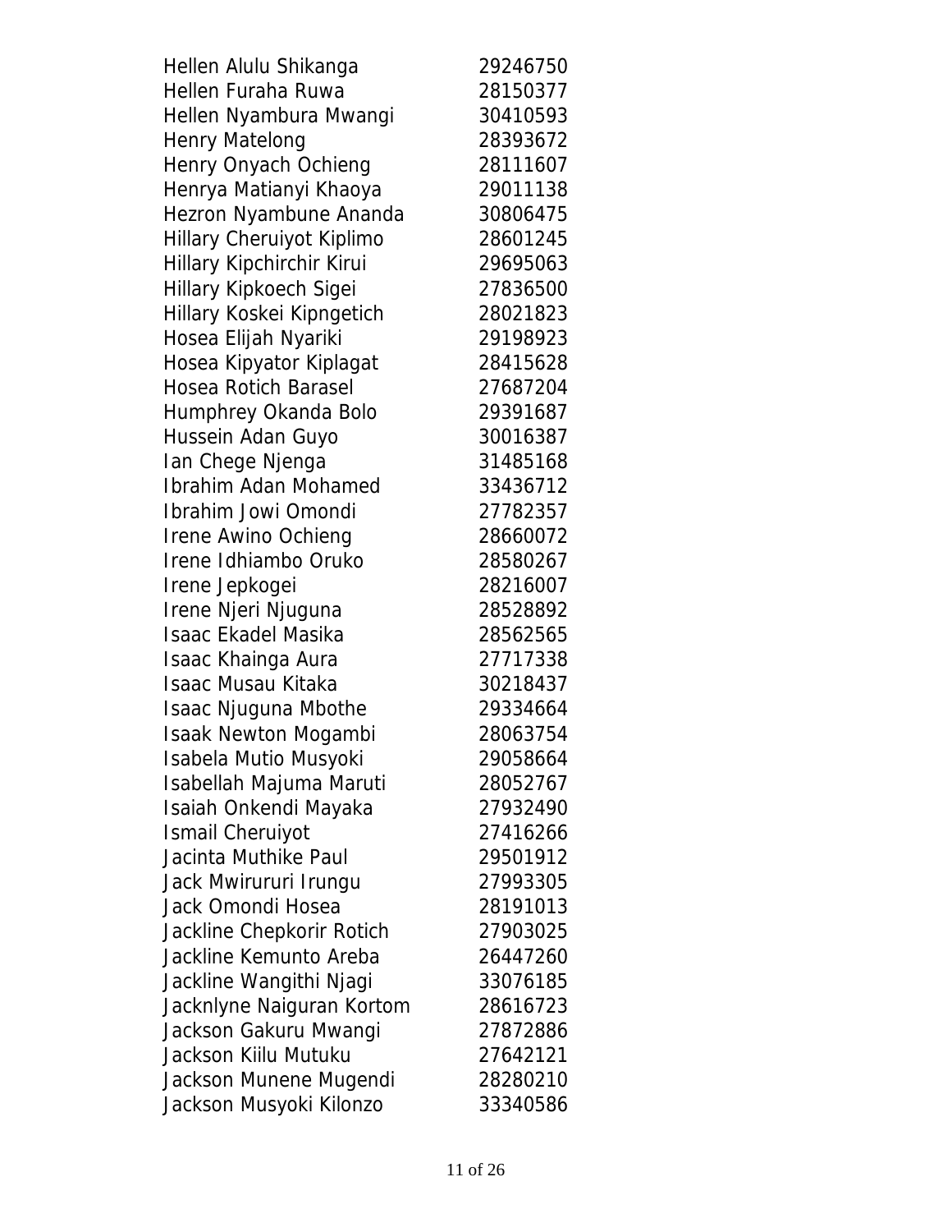| | |
|---|---|
| Hellen Alulu Shikanga | 29246750 |
| Hellen Furaha Ruwa | 28150377 |
| Hellen Nyambura Mwangi | 30410593 |
| Henry Matelong | 28393672 |
| Henry Onyach Ochieng | 28111607 |
| Henrya Matianyi Khaoya | 29011138 |
| Hezron Nyambune Ananda | 30806475 |
| Hillary Cheruiyot Kiplimo | 28601245 |
| Hillary Kipchirchir Kirui | 29695063 |
| Hillary Kipkoech Sigei | 27836500 |
| Hillary Koskei Kipngetich | 28021823 |
| Hosea Elijah Nyariki | 29198923 |
| Hosea Kipyator Kiplagat | 28415628 |
| Hosea Rotich Barasel | 27687204 |
| Humphrey Okanda Bolo | 29391687 |
| Hussein Adan Guyo | 30016387 |
| Ian Chege Njenga | 31485168 |
| Ibrahim Adan Mohamed | 33436712 |
| Ibrahim Jowi Omondi | 27782357 |
| Irene Awino Ochieng | 28660072 |
| Irene Idhiambo Oruko | 28580267 |
| Irene Jepkogei | 28216007 |
| Irene Njeri Njuguna | 28528892 |
| Isaac Ekadel Masika | 28562565 |
| Isaac Khainga Aura | 27717338 |
| Isaac Musau Kitaka | 30218437 |
| Isaac Njuguna Mbothe | 29334664 |
| Isaak Newton Mogambi | 28063754 |
| Isabela Mutio Musyoki | 29058664 |
| Isabellah Majuma Maruti | 28052767 |
| Isaiah Onkendi Mayaka | 27932490 |
| Ismail Cheruiyot | 27416266 |
| Jacinta Muthike Paul | 29501912 |
| Jack Mwirururi Irungu | 27993305 |
| Jack Omondi Hosea | 28191013 |
| Jackline Chepkorir Rotich | 27903025 |
| Jackline Kemunto Areba | 26447260 |
| Jackline Wangithi Njagi | 33076185 |
| Jacknlyne Naiguran Kortom | 28616723 |
| Jackson Gakuru Mwangi | 27872886 |
| Jackson Kiilu Mutuku | 27642121 |
| Jackson Munene Mugendi | 28280210 |
| Jackson Musyoki Kilonzo | 33340586 |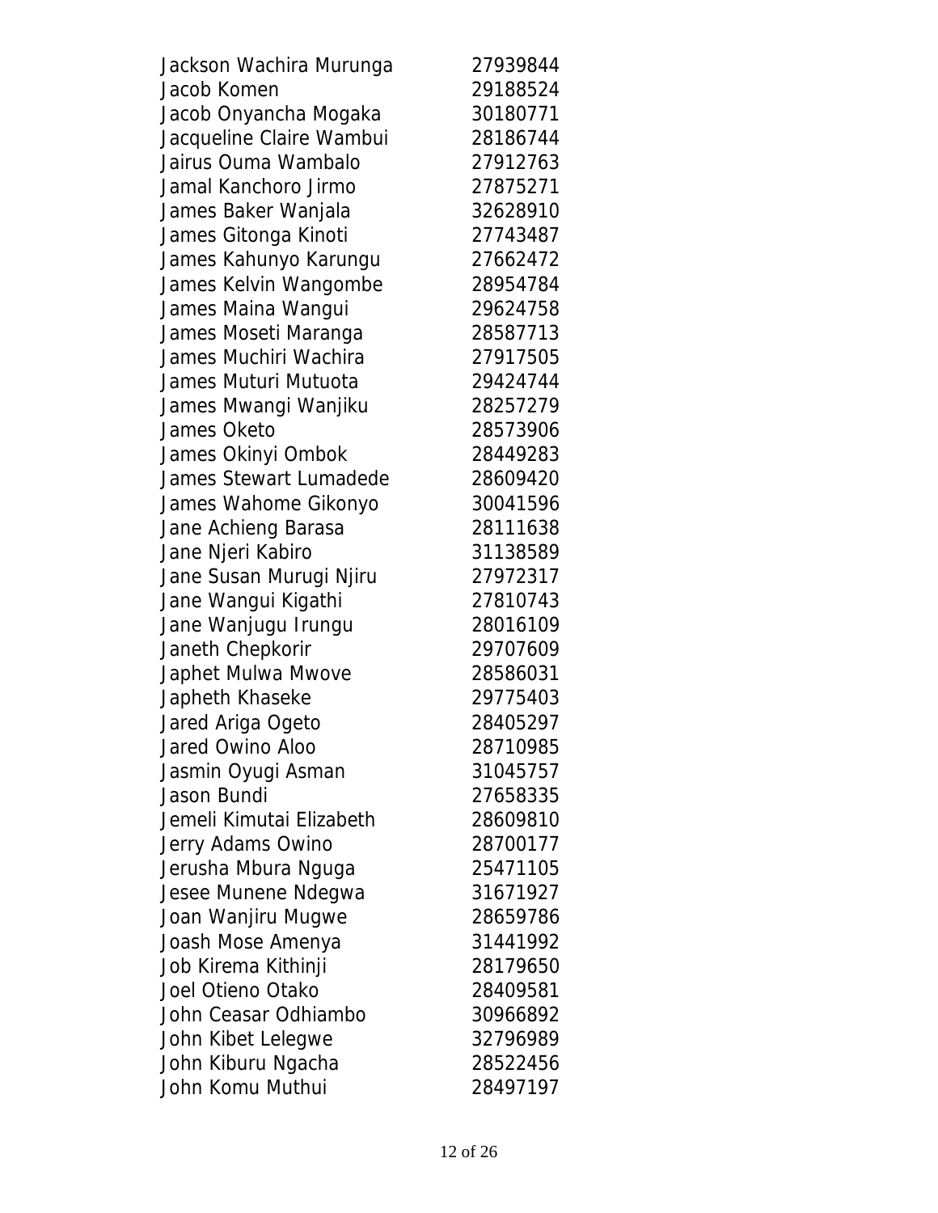| | |
|---|---|
| Jackson Wachira Murunga | 27939844 |
| Jacob Komen | 29188524 |
| Jacob Onyancha Mogaka | 30180771 |
| Jacqueline Claire Wambui | 28186744 |
| Jairus Ouma Wambalo | 27912763 |
| Jamal Kanchoro Jirmo | 27875271 |
| James Baker Wanjala | 32628910 |
| James Gitonga Kinoti | 27743487 |
| James Kahunyo Karungu | 27662472 |
| James Kelvin Wangombe | 28954784 |
| James Maina Wangui | 29624758 |
| James Moseti Maranga | 28587713 |
| James Muchiri Wachira | 27917505 |
| James Muturi Mutuota | 29424744 |
| James Mwangi Wanjiku | 28257279 |
| James Oketo | 28573906 |
| James Okinyi Ombok | 28449283 |
| James Stewart Lumadede | 28609420 |
| James Wahome Gikonyo | 30041596 |
| Jane Achieng Barasa | 28111638 |
| Jane Njeri Kabiro | 31138589 |
| Jane Susan Murugi Njiru | 27972317 |
| Jane Wangui Kigathi | 27810743 |
| Jane Wanjugu Irungu | 28016109 |
| Janeth Chepkorir | 29707609 |
| Japhet Mulwa Mwove | 28586031 |
| Japheth Khaseke | 29775403 |
| Jared Ariga Ogeto | 28405297 |
| Jared Owino Aloo | 28710985 |
| Jasmin Oyugi Asman | 31045757 |
| Jason Bundi | 27658335 |
| Jemeli Kimutai Elizabeth | 28609810 |
| Jerry Adams Owino | 28700177 |
| Jerusha Mbura Nguga | 25471105 |
| Jesee Munene Ndegwa | 31671927 |
| Joan Wanjiru Mugwe | 28659786 |
| Joash Mose Amenya | 31441992 |
| Job Kirema Kithinji | 28179650 |
| Joel Otieno Otako | 28409581 |
| John Ceasar Odhiambo | 30966892 |
| John Kibet Lelegwe | 32796989 |
| John Kiburu Ngacha | 28522456 |
| John Komu Muthui | 28497197 |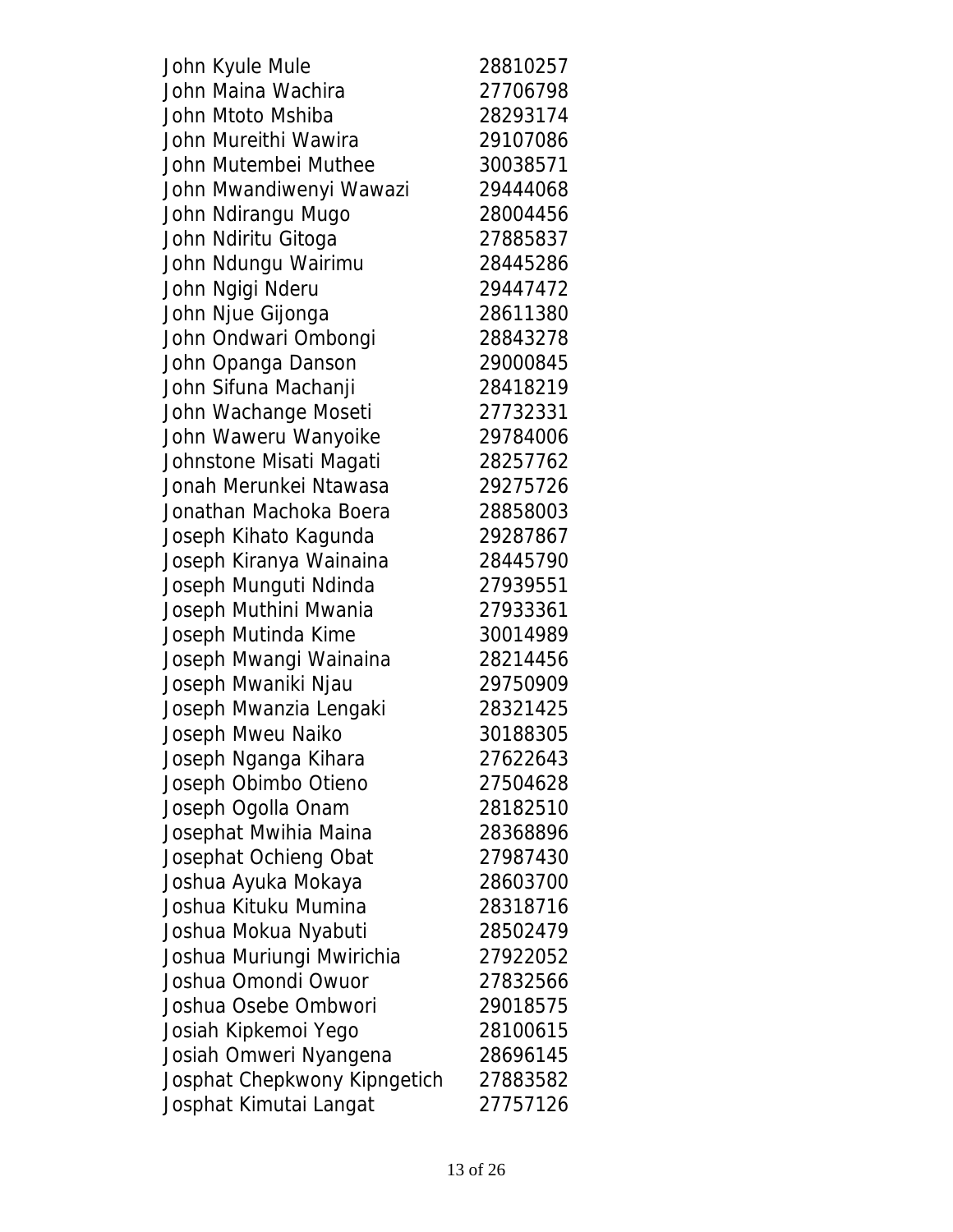| | |
|---|---|
| John Kyule Mule | 28810257 |
| John Maina Wachira | 27706798 |
| John Mtoto Mshiba | 28293174 |
| John Mureithi Wawira | 29107086 |
| John Mutembei Muthee | 30038571 |
| John Mwandiwenyi Wawazi | 29444068 |
| John Ndirangu Mugo | 28004456 |
| John Ndiritu Gitoga | 27885837 |
| John Ndungu Wairimu | 28445286 |
| John Ngigi Nderu | 29447472 |
| John Njue Gijonga | 28611380 |
| John Ondwari Ombongi | 28843278 |
| John Opanga Danson | 29000845 |
| John Sifuna Machanji | 28418219 |
| John Wachange Moseti | 27732331 |
| John Waweru Wanyoike | 29784006 |
| Johnstone Misati Magati | 28257762 |
| Jonah Merunkei Ntawasa | 29275726 |
| Jonathan Machoka Boera | 28858003 |
| Joseph Kihato Kagunda | 29287867 |
| Joseph Kiranya Wainaina | 28445790 |
| Joseph Munguti Ndinda | 27939551 |
| Joseph Muthini Mwania | 27933361 |
| Joseph Mutinda Kime | 30014989 |
| Joseph Mwangi Wainaina | 28214456 |
| Joseph Mwaniki Njau | 29750909 |
| Joseph Mwanzia Lengaki | 28321425 |
| Joseph Mweu Naiko | 30188305 |
| Joseph Nganga Kihara | 27622643 |
| Joseph Obimbo Otieno | 27504628 |
| Joseph Ogolla Onam | 28182510 |
| Josephat Mwihia Maina | 28368896 |
| Josephat Ochieng Obat | 27987430 |
| Joshua Ayuka Mokaya | 28603700 |
| Joshua Kituku Mumina | 28318716 |
| Joshua Mokua Nyabuti | 28502479 |
| Joshua Muriungi Mwirichia | 27922052 |
| Joshua Omondi Owuor | 27832566 |
| Joshua Osebe Ombwori | 29018575 |
| Josiah Kipkemoi Yego | 28100615 |
| Josiah Omweri Nyangena | 28696145 |
| Josphat Chepkwony Kipngetich | 27883582 |
| Josphat Kimutai Langat | 27757126 |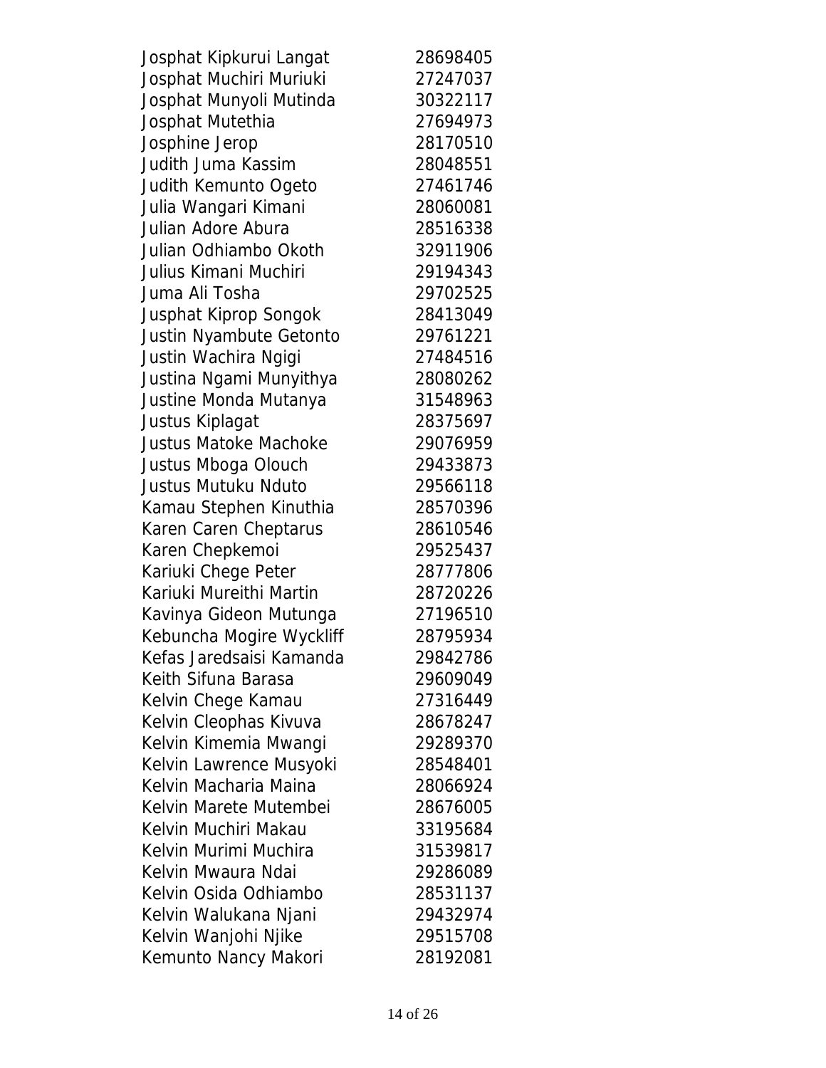| | |
|---|---|
| Josphat Kipkurui Langat | 28698405 |
| Josphat Muchiri Muriuki | 27247037 |
| Josphat Munyoli Mutinda | 30322117 |
| Josphat Mutethia | 27694973 |
| Josphine Jerop | 28170510 |
| Judith Juma Kassim | 28048551 |
| Judith Kemunto Ogeto | 27461746 |
| Julia Wangari Kimani | 28060081 |
| Julian Adore Abura | 28516338 |
| Julian Odhiambo Okoth | 32911906 |
| Julius Kimani Muchiri | 29194343 |
| Juma Ali Tosha | 29702525 |
| Jusphat Kiprop Songok | 28413049 |
| Justin Nyambute Getonto | 29761221 |
| Justin Wachira Ngigi | 27484516 |
| Justina Ngami Munyithya | 28080262 |
| Justine Monda Mutanya | 31548963 |
| Justus Kiplagat | 28375697 |
| Justus Matoke Machoke | 29076959 |
| Justus Mboga Olouch | 29433873 |
| Justus Mutuku Nduto | 29566118 |
| Kamau Stephen Kinuthia | 28570396 |
| Karen Caren Cheptarus | 28610546 |
| Karen Chepkemoi | 29525437 |
| Kariuki Chege Peter | 28777806 |
| Kariuki Mureithi Martin | 28720226 |
| Kavinya Gideon Mutunga | 27196510 |
| Kebuncha Mogire Wyckliff | 28795934 |
| Kefas Jaredsaisi Kamanda | 29842786 |
| Keith Sifuna Barasa | 29609049 |
| Kelvin Chege Kamau | 27316449 |
| Kelvin Cleophas Kivuva | 28678247 |
| Kelvin Kimemia Mwangi | 29289370 |
| Kelvin Lawrence Musyoki | 28548401 |
| Kelvin Macharia Maina | 28066924 |
| Kelvin Marete Mutembei | 28676005 |
| Kelvin Muchiri Makau | 33195684 |
| Kelvin Murimi Muchira | 31539817 |
| Kelvin Mwaura Ndai | 29286089 |
| Kelvin Osida Odhiambo | 28531137 |
| Kelvin Walukana Njani | 29432974 |
| Kelvin Wanjohi Njike | 29515708 |
| Kemunto Nancy Makori | 28192081 |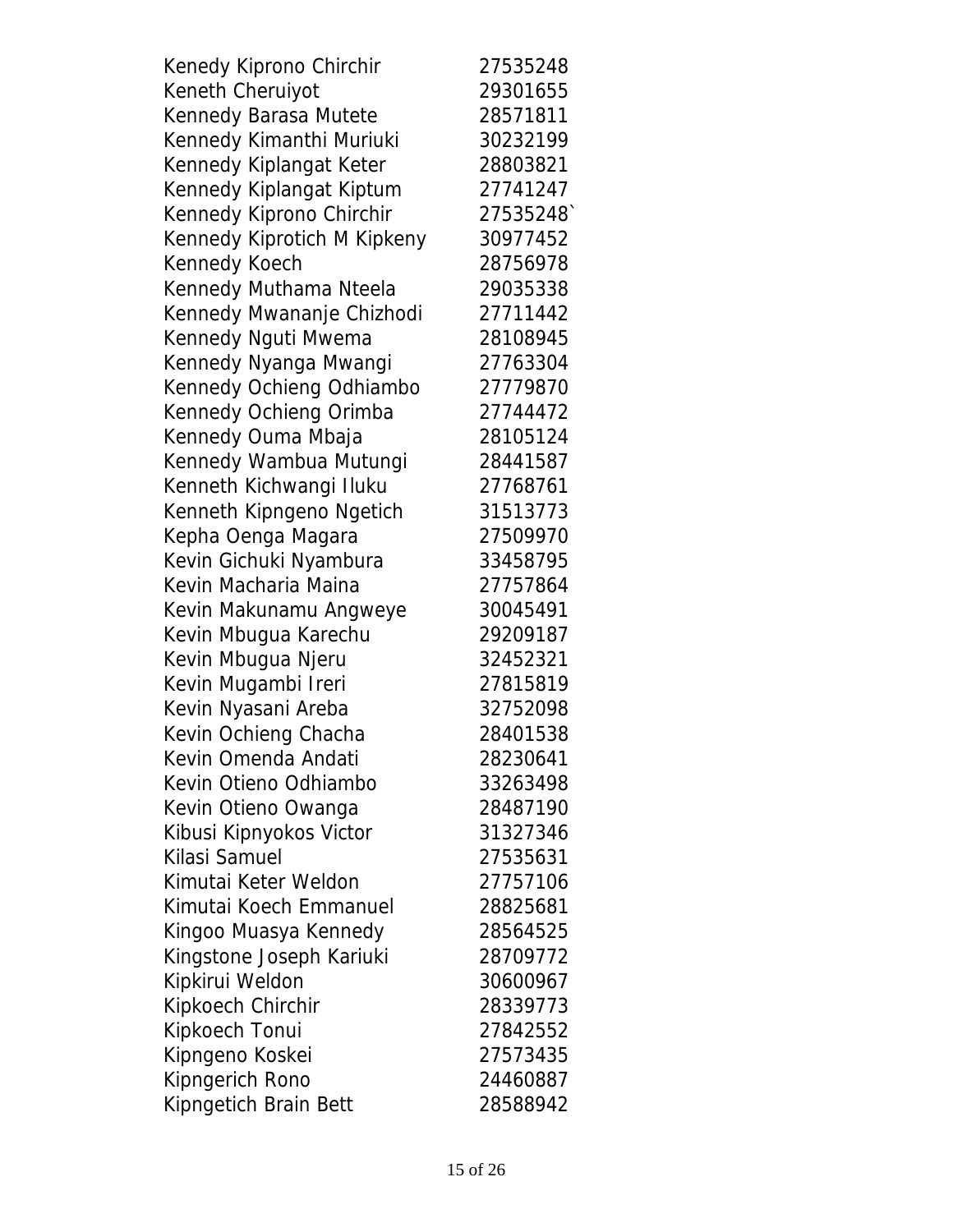| | |
|---|---|
| Kenedy Kiprono Chirchir | 27535248 |
| Keneth Cheruiyot | 29301655 |
| Kennedy Barasa Mutete | 28571811 |
| Kennedy Kimanthi Muriuki | 30232199 |
| Kennedy Kiplangat Keter | 28803821 |
| Kennedy Kiplangat Kiptum | 27741247 |
| Kennedy Kiprono Chirchir | 27535248` |
| Kennedy Kiprotich M Kipkeny | 30977452 |
| Kennedy Koech | 28756978 |
| Kennedy Muthama Nteela | 29035338 |
| Kennedy Mwananje Chizhodi | 27711442 |
| Kennedy Nguti Mwema | 28108945 |
| Kennedy Nyanga Mwangi | 27763304 |
| Kennedy Ochieng Odhiambo | 27779870 |
| Kennedy Ochieng Orimba | 27744472 |
| Kennedy Ouma Mbaja | 28105124 |
| Kennedy Wambua Mutungi | 28441587 |
| Kenneth Kichwangi Iluku | 27768761 |
| Kenneth Kipngeno Ngetich | 31513773 |
| Kepha Oenga Magara | 27509970 |
| Kevin Gichuki Nyambura | 33458795 |
| Kevin Macharia Maina | 27757864 |
| Kevin Makunamu Angweye | 30045491 |
| Kevin Mbugua Karechu | 29209187 |
| Kevin Mbugua Njeru | 32452321 |
| Kevin Mugambi Ireri | 27815819 |
| Kevin Nyasani Areba | 32752098 |
| Kevin Ochieng Chacha | 28401538 |
| Kevin Omenda Andati | 28230641 |
| Kevin Otieno Odhiambo | 33263498 |
| Kevin Otieno Owanga | 28487190 |
| Kibusi Kipnyokos Victor | 31327346 |
| Kilasi Samuel | 27535631 |
| Kimutai Keter Weldon | 27757106 |
| Kimutai Koech Emmanuel | 28825681 |
| Kingoo Muasya Kennedy | 28564525 |
| Kingstone Joseph Kariuki | 28709772 |
| Kipkirui Weldon | 30600967 |
| Kipkoech Chirchir | 28339773 |
| Kipkoech Tonui | 27842552 |
| Kipngeno Koskei | 27573435 |
| Kipngerich Rono | 24460887 |
| Kipngetich Brain Bett | 28588942 |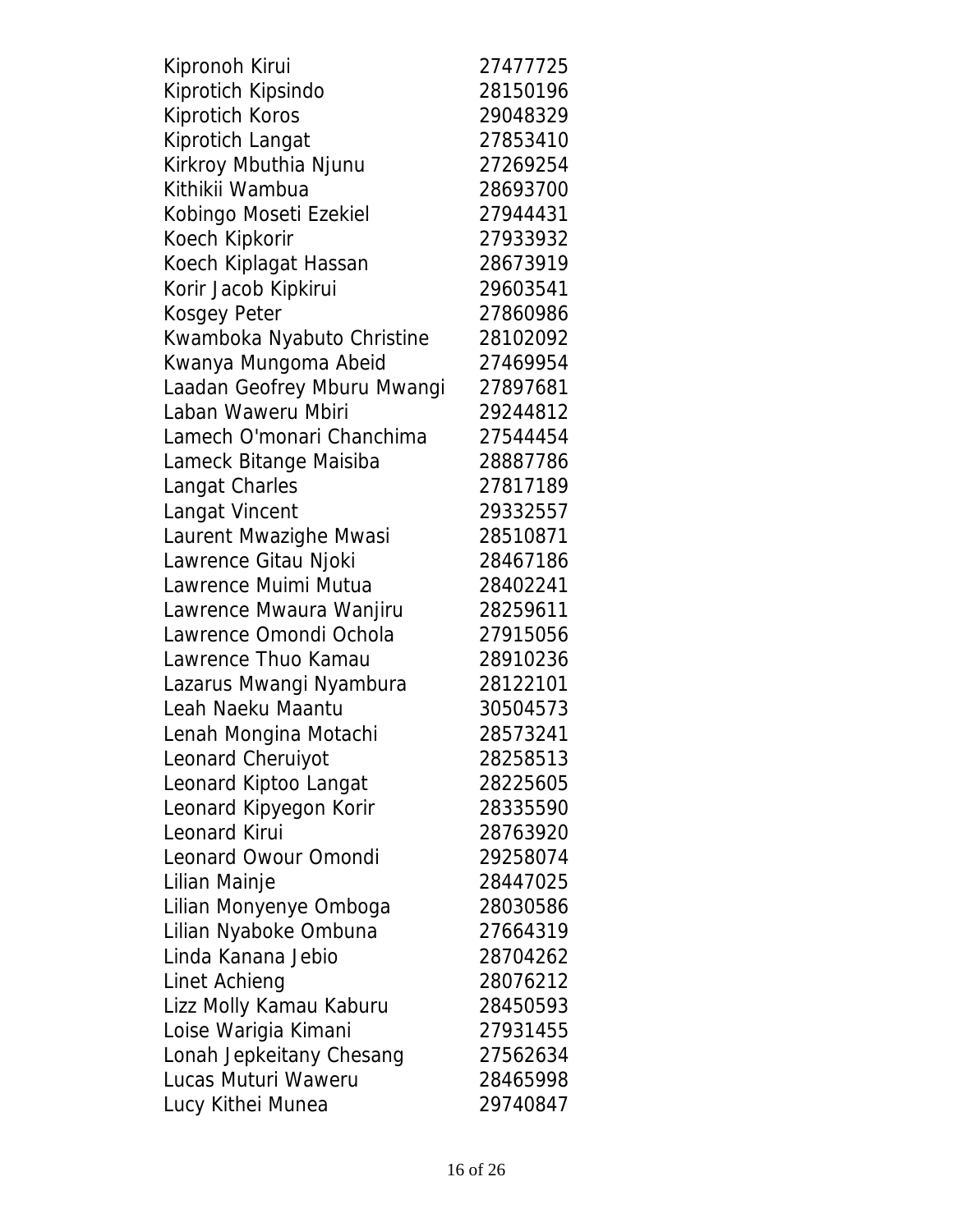| | |
|---|---|
| Kipronoh Kirui | 27477725 |
| Kiprotich Kipsindo | 28150196 |
| Kiprotich Koros | 29048329 |
| Kiprotich Langat | 27853410 |
| Kirkroy Mbuthia Njunu | 27269254 |
| Kithikii Wambua | 28693700 |
| Kobingo Moseti Ezekiel | 27944431 |
| Koech Kipkorir | 27933932 |
| Koech Kiplagat Hassan | 28673919 |
| Korir Jacob Kipkirui | 29603541 |
| Kosgey Peter | 27860986 |
| Kwamboka Nyabuto Christine | 28102092 |
| Kwanya Mungoma Abeid | 27469954 |
| Laadan Geofrey Mburu Mwangi | 27897681 |
| Laban Waweru Mbiri | 29244812 |
| Lamech O'monari Chanchima | 27544454 |
| Lameck Bitange Maisiba | 28887786 |
| Langat Charles | 27817189 |
| Langat Vincent | 29332557 |
| Laurent Mwazighe Mwasi | 28510871 |
| Lawrence Gitau Njoki | 28467186 |
| Lawrence Muimi Mutua | 28402241 |
| Lawrence Mwaura Wanjiru | 28259611 |
| Lawrence Omondi Ochola | 27915056 |
| Lawrence Thuo Kamau | 28910236 |
| Lazarus Mwangi Nyambura | 28122101 |
| Leah Naeku Maantu | 30504573 |
| Lenah Mongina Motachi | 28573241 |
| Leonard Cheruiyot | 28258513 |
| Leonard Kiptoo Langat | 28225605 |
| Leonard Kipyegon Korir | 28335590 |
| Leonard Kirui | 28763920 |
| Leonard Owour Omondi | 29258074 |
| Lilian Mainje | 28447025 |
| Lilian Monyenye Omboga | 28030586 |
| Lilian Nyaboke Ombuna | 27664319 |
| Linda Kanana Jebio | 28704262 |
| Linet Achieng | 28076212 |
| Lizz Molly Kamau Kaburu | 28450593 |
| Loise Warigia Kimani | 27931455 |
| Lonah Jepkeitany Chesang | 27562634 |
| Lucas Muturi Waweru | 28465998 |
| Lucy Kithei Munea | 29740847 |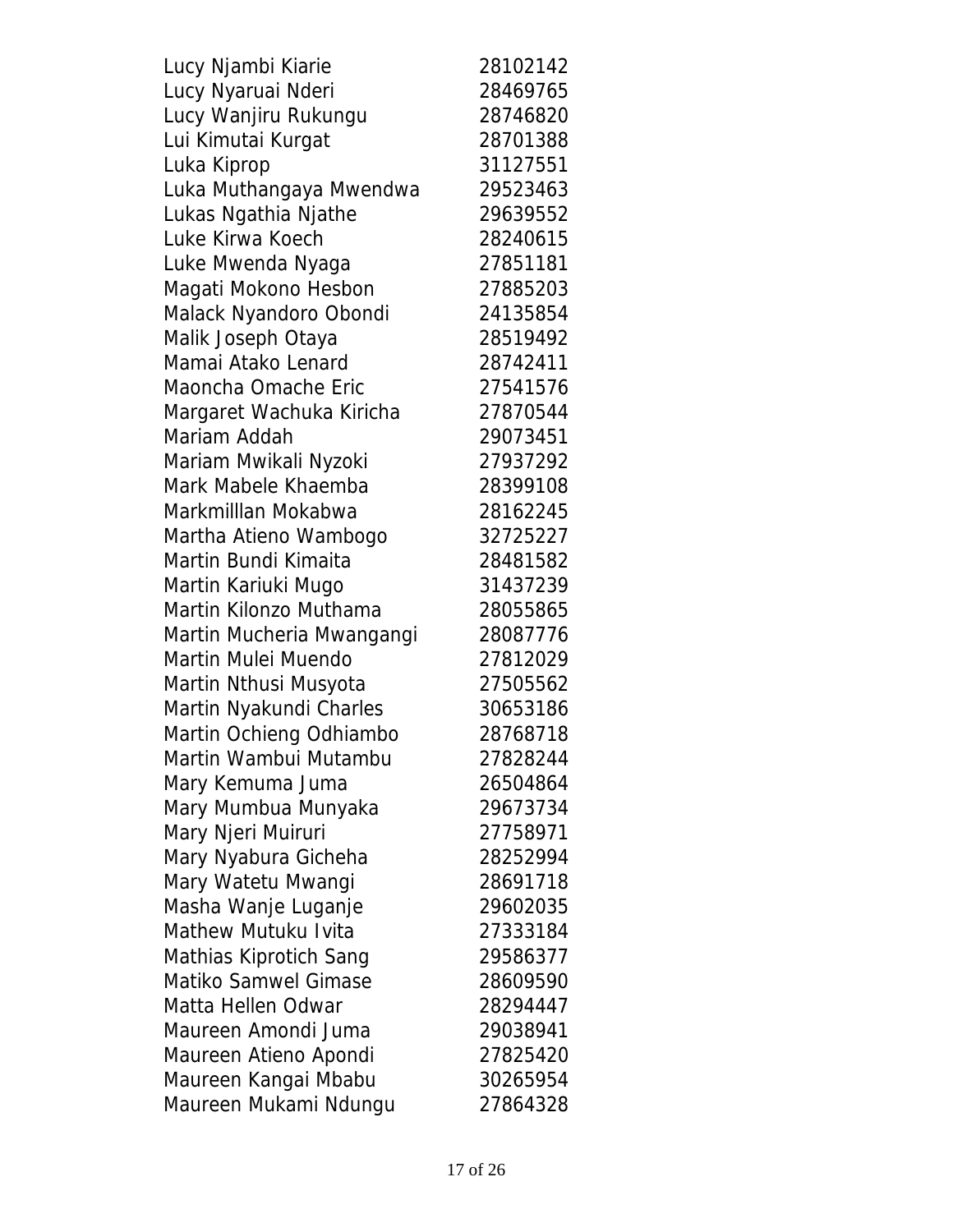| | |
|---|---|
| Lucy Njambi Kiarie | 28102142 |
| Lucy Nyaruai Nderi | 28469765 |
| Lucy Wanjiru Rukungu | 28746820 |
| Lui Kimutai Kurgat | 28701388 |
| Luka Kiprop | 31127551 |
| Luka Muthangaya Mwendwa | 29523463 |
| Lukas Ngathia Njathe | 29639552 |
| Luke Kirwa Koech | 28240615 |
| Luke Mwenda Nyaga | 27851181 |
| Magati Mokono Hesbon | 27885203 |
| Malack Nyandoro Obondi | 24135854 |
| Malik Joseph Otaya | 28519492 |
| Mamai Atako Lenard | 28742411 |
| Maoncha Omache Eric | 27541576 |
| Margaret Wachuka Kiricha | 27870544 |
| Mariam Addah | 29073451 |
| Mariam Mwikali Nyzoki | 27937292 |
| Mark Mabele Khaemba | 28399108 |
| Markmilllan Mokabwa | 28162245 |
| Martha Atieno Wambogo | 32725227 |
| Martin Bundi Kimaita | 28481582 |
| Martin Kariuki Mugo | 31437239 |
| Martin Kilonzo Muthama | 28055865 |
| Martin Mucheria Mwangangi | 28087776 |
| Martin Mulei Muendo | 27812029 |
| Martin Nthusi Musyota | 27505562 |
| Martin Nyakundi Charles | 30653186 |
| Martin Ochieng Odhiambo | 28768718 |
| Martin Wambui Mutambu | 27828244 |
| Mary Kemuma Juma | 26504864 |
| Mary Mumbua Munyaka | 29673734 |
| Mary Njeri Muiruri | 27758971 |
| Mary Nyabura Gicheha | 28252994 |
| Mary Watetu Mwangi | 28691718 |
| Masha Wanje Luganje | 29602035 |
| Mathew Mutuku Ivita | 27333184 |
| Mathias Kiprotich Sang | 29586377 |
| Matiko Samwel Gimase | 28609590 |
| Matta Hellen Odwar | 28294447 |
| Maureen Amondi Juma | 29038941 |
| Maureen Atieno Apondi | 27825420 |
| Maureen Kangai Mbabu | 30265954 |
| Maureen Mukami Ndungu | 27864328 |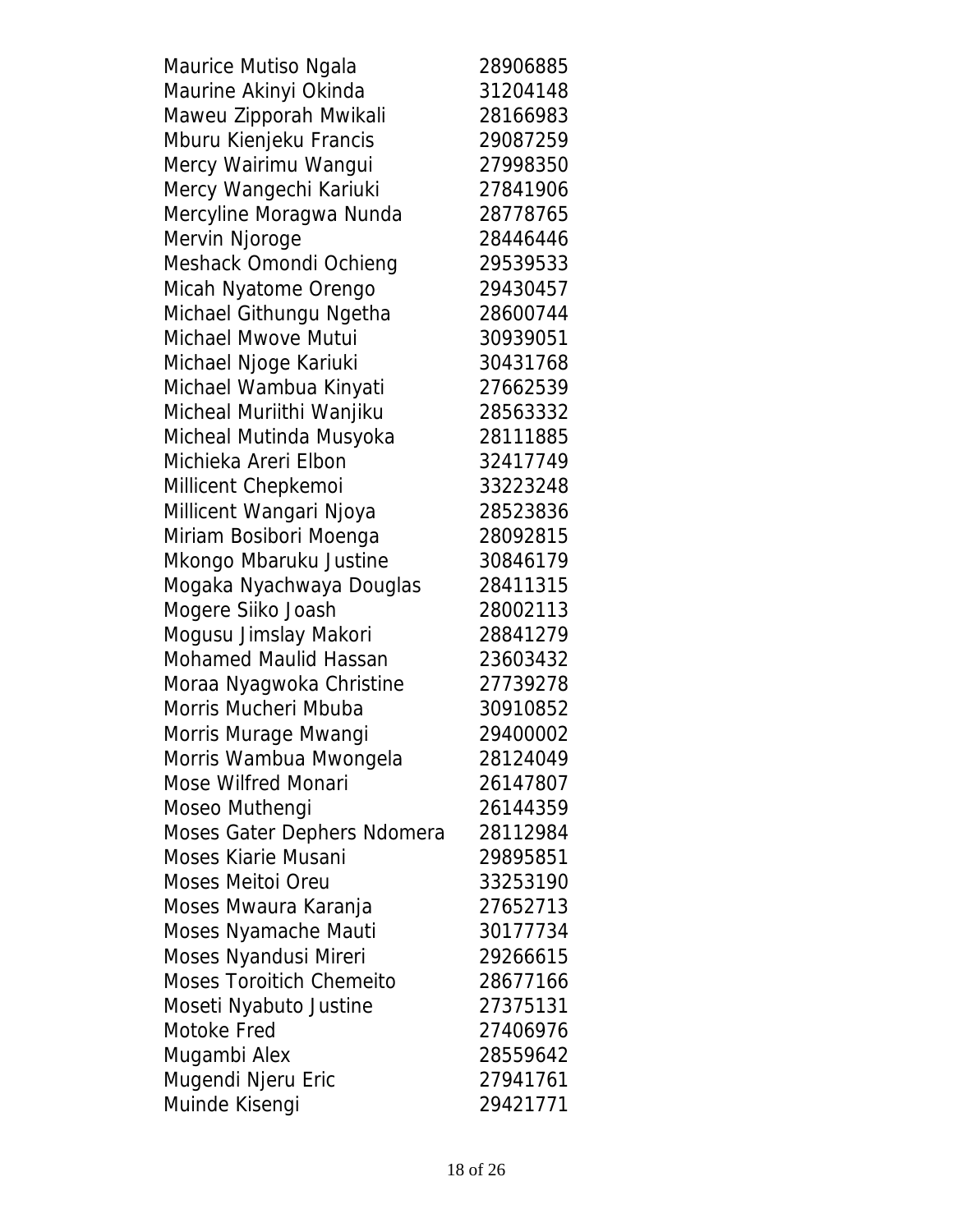| | |
|---|---|
| Maurice Mutiso Ngala | 28906885 |
| Maurine Akinyi Okinda | 31204148 |
| Maweu Zipporah Mwikali | 28166983 |
| Mburu Kienjeku Francis | 29087259 |
| Mercy Wairimu Wangui | 27998350 |
| Mercy Wangechi Kariuki | 27841906 |
| Mercyline Moragwa Nunda | 28778765 |
| Mervin Njoroge | 28446446 |
| Meshack Omondi Ochieng | 29539533 |
| Micah Nyatome Orengo | 29430457 |
| Michael Githungu Ngetha | 28600744 |
| Michael Mwove Mutui | 30939051 |
| Michael Njoge Kariuki | 30431768 |
| Michael Wambua Kinyati | 27662539 |
| Micheal Muriithi Wanjiku | 28563332 |
| Micheal Mutinda Musyoka | 28111885 |
| Michieka Areri Elbon | 32417749 |
| Millicent Chepkemoi | 33223248 |
| Millicent Wangari Njoya | 28523836 |
| Miriam Bosibori Moenga | 28092815 |
| Mkongo Mbaruku Justine | 30846179 |
| Mogaka Nyachwaya Douglas | 28411315 |
| Mogere Siiko Joash | 28002113 |
| Mogusu Jimslay Makori | 28841279 |
| Mohamed Maulid Hassan | 23603432 |
| Moraa Nyagwoka Christine | 27739278 |
| Morris Mucheri Mbuba | 30910852 |
| Morris Murage Mwangi | 29400002 |
| Morris Wambua Mwongela | 28124049 |
| Mose Wilfred Monari | 26147807 |
| Moseo Muthengi | 26144359 |
| Moses Gater Dephers Ndomera | 28112984 |
| Moses Kiarie Musani | 29895851 |
| Moses Meitoi Oreu | 33253190 |
| Moses Mwaura Karanja | 27652713 |
| Moses Nyamache Mauti | 30177734 |
| Moses Nyandusi Mireri | 29266615 |
| Moses Toroitich Chemeito | 28677166 |
| Moseti Nyabuto Justine | 27375131 |
| Motoke Fred | 27406976 |
| Mugambi Alex | 28559642 |
| Mugendi Njeru Eric | 27941761 |
| Muinde Kisengi | 29421771 |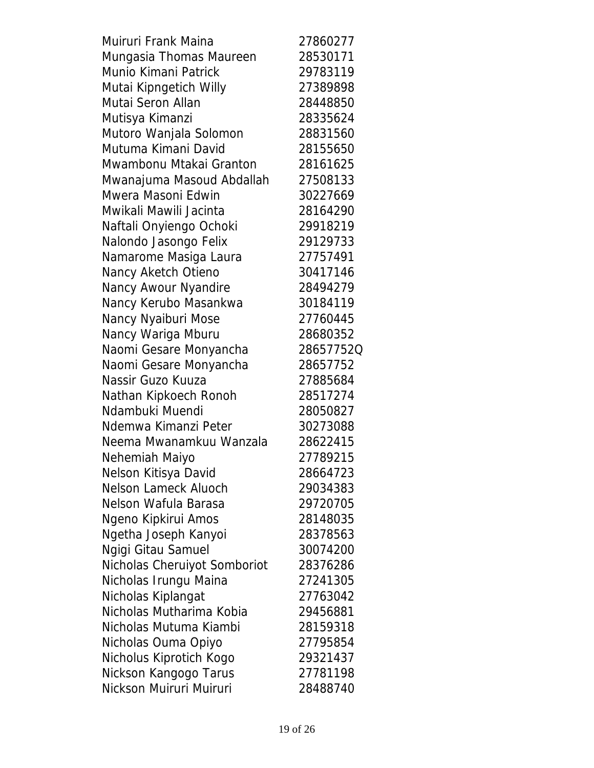| | |
|---|---|
| Muiruri Frank Maina | 27860277 |
| Mungasia Thomas Maureen | 28530171 |
| Munio Kimani Patrick | 29783119 |
| Mutai Kipngetich Willy | 27389898 |
| Mutai Seron Allan | 28448850 |
| Mutisya Kimanzi | 28335624 |
| Mutoro Wanjala Solomon | 28831560 |
| Mutuma Kimani David | 28155650 |
| Mwambonu Mtakai Granton | 28161625 |
| Mwanajuma Masoud Abdallah | 27508133 |
| Mwera Masoni Edwin | 30227669 |
| Mwikali Mawili Jacinta | 28164290 |
| Naftali Onyiengo Ochoki | 29918219 |
| Nalondo Jasongo Felix | 29129733 |
| Namarome Masiga Laura | 27757491 |
| Nancy Aketch Otieno | 30417146 |
| Nancy Awour Nyandire | 28494279 |
| Nancy Kerubo Masankwa | 30184119 |
| Nancy Nyaiburi Mose | 27760445 |
| Nancy Wariga Mburu | 28680352 |
| Naomi Gesare Monyancha | 28657752Q |
| Naomi Gesare Monyancha | 28657752 |
| Nassir Guzo Kuuza | 27885684 |
| Nathan Kipkoech Ronoh | 28517274 |
| Ndambuki Muendi | 28050827 |
| Ndemwa Kimanzi Peter | 30273088 |
| Neema Mwanamkuu Wanzala | 28622415 |
| Nehemiah Maiyo | 27789215 |
| Nelson Kitisya David | 28664723 |
| Nelson Lameck Aluoch | 29034383 |
| Nelson Wafula Barasa | 29720705 |
| Ngeno Kipkirui Amos | 28148035 |
| Ngetha Joseph Kanyoi | 28378563 |
| Ngigi Gitau Samuel | 30074200 |
| Nicholas Cheruiyot Somboriot | 28376286 |
| Nicholas Irungu Maina | 27241305 |
| Nicholas Kiplangat | 27763042 |
| Nicholas Mutharima Kobia | 29456881 |
| Nicholas Mutuma Kiambi | 28159318 |
| Nicholas Ouma Opiyo | 27795854 |
| Nicholus Kiprotich Kogo | 29321437 |
| Nickson Kangogo Tarus | 27781198 |
| Nickson Muiruri Muiruri | 28488740 |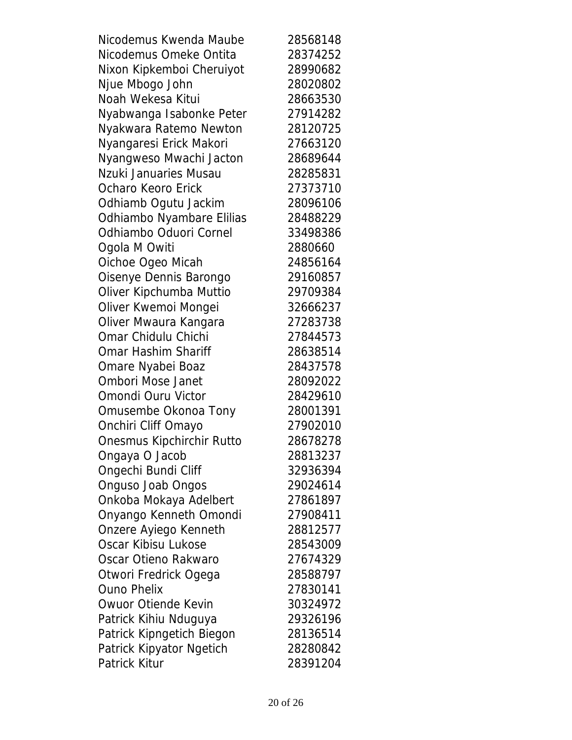| | |
|---|---|
| Nicodemus Kwenda Maube | 28568148 |
| Nicodemus Omeke Ontita | 28374252 |
| Nixon Kipkemboi Cheruiyot | 28990682 |
| Njue Mbogo John | 28020802 |
| Noah Wekesa Kitui | 28663530 |
| Nyabwanga Isabonke Peter | 27914282 |
| Nyakwara Ratemo Newton | 28120725 |
| Nyangaresi Erick Makori | 27663120 |
| Nyangweso Mwachi Jacton | 28689644 |
| Nzuki Januaries Musau | 28285831 |
| Ocharo Keoro Erick | 27373710 |
| Odhiamb Ogutu Jackim | 28096106 |
| Odhiambo Nyambare Elilias | 28488229 |
| Odhiambo Oduori Cornel | 33498386 |
| Ogola M Owiti | 2880660 |
| Oichoe Ogeo Micah | 24856164 |
| Oisenye Dennis Barongo | 29160857 |
| Oliver Kipchumba Muttio | 29709384 |
| Oliver Kwemoi Mongei | 32666237 |
| Oliver Mwaura Kangara | 27283738 |
| Omar Chidulu Chichi | 27844573 |
| Omar Hashim Shariff | 28638514 |
| Omare Nyabei Boaz | 28437578 |
| Ombori Mose Janet | 28092022 |
| Omondi Ouru Victor | 28429610 |
| Omusembe Okonoa Tony | 28001391 |
| Onchiri Cliff Omayo | 27902010 |
| Onesmus Kipchirchir Rutto | 28678278 |
| Ongaya O Jacob | 28813237 |
| Ongechi Bundi Cliff | 32936394 |
| Onguso Joab Ongos | 29024614 |
| Onkoba Mokaya Adelbert | 27861897 |
| Onyango Kenneth Omondi | 27908411 |
| Onzere Ayiego Kenneth | 28812577 |
| Oscar Kibisu Lukose | 28543009 |
| Oscar Otieno Rakwaro | 27674329 |
| Otwori Fredrick Ogega | 28588797 |
| Ouno Phelix | 27830141 |
| Owuor Otiende Kevin | 30324972 |
| Patrick Kihiu Nduguya | 29326196 |
| Patrick Kipngetich Biegon | 28136514 |
| Patrick Kipyator Ngetich | 28280842 |
| Patrick Kitur | 28391204 |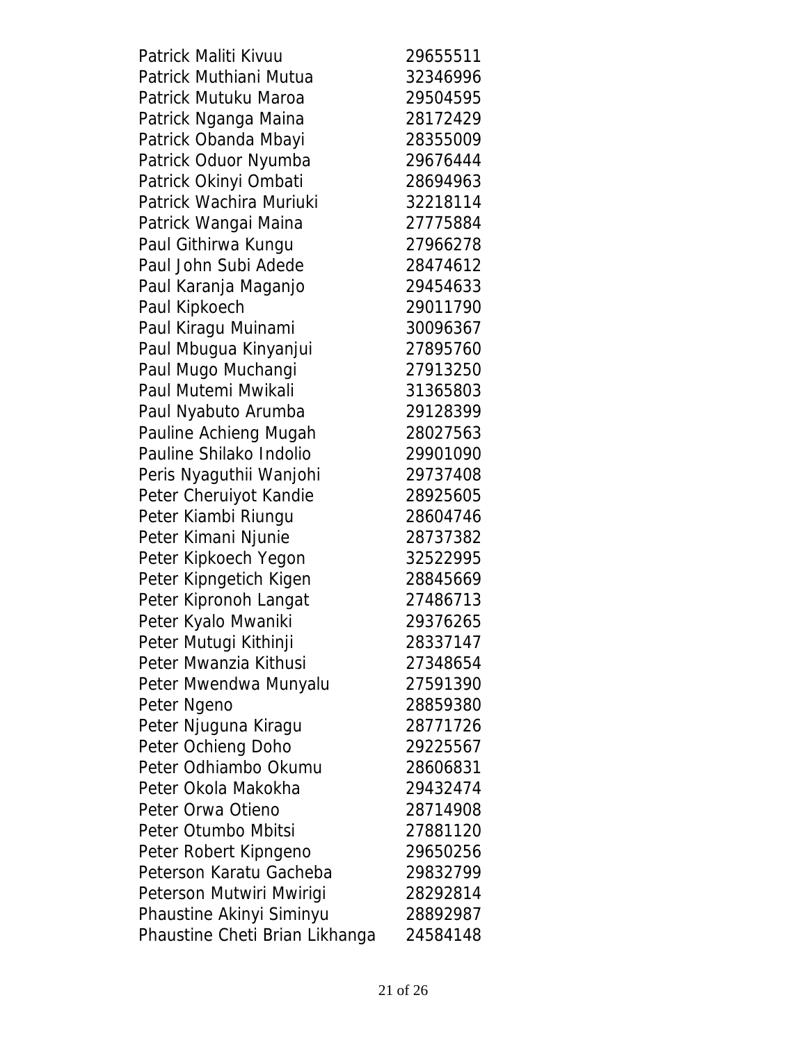| | |
|---|---|
| Patrick Maliti Kivuu | 29655511 |
| Patrick Muthiani Mutua | 32346996 |
| Patrick Mutuku Maroa | 29504595 |
| Patrick Nganga Maina | 28172429 |
| Patrick Obanda Mbayi | 28355009 |
| Patrick Oduor Nyumba | 29676444 |
| Patrick Okinyi Ombati | 28694963 |
| Patrick Wachira Muriuki | 32218114 |
| Patrick Wangai Maina | 27775884 |
| Paul Githirwa Kungu | 27966278 |
| Paul John Subi Adede | 28474612 |
| Paul Karanja Maganjo | 29454633 |
| Paul Kipkoech | 29011790 |
| Paul Kiragu Muinami | 30096367 |
| Paul Mbugua Kinyanjui | 27895760 |
| Paul Mugo Muchangi | 27913250 |
| Paul Mutemi Mwikali | 31365803 |
| Paul Nyabuto Arumba | 29128399 |
| Pauline Achieng Mugah | 28027563 |
| Pauline Shilako Indolio | 29901090 |
| Peris Nyaguthii Wanjohi | 29737408 |
| Peter Cheruiyot Kandie | 28925605 |
| Peter Kiambi Riungu | 28604746 |
| Peter Kimani Njunie | 28737382 |
| Peter Kipkoech Yegon | 32522995 |
| Peter Kipngetich Kigen | 28845669 |
| Peter Kipronoh Langat | 27486713 |
| Peter Kyalo Mwaniki | 29376265 |
| Peter Mutugi Kithinji | 28337147 |
| Peter Mwanzia Kithusi | 27348654 |
| Peter Mwendwa Munyalu | 27591390 |
| Peter Ngeno | 28859380 |
| Peter Njuguna Kiragu | 28771726 |
| Peter Ochieng Doho | 29225567 |
| Peter Odhiambo Okumu | 28606831 |
| Peter Okola Makokha | 29432474 |
| Peter Orwa Otieno | 28714908 |
| Peter Otumbo Mbitsi | 27881120 |
| Peter Robert Kipngeno | 29650256 |
| Peterson Karatu Gacheba | 29832799 |
| Peterson Mutwiri Mwirigi | 28292814 |
| Phaustine Akinyi Siminyu | 28892987 |
| Phaustine Cheti Brian Likhanga | 24584148 |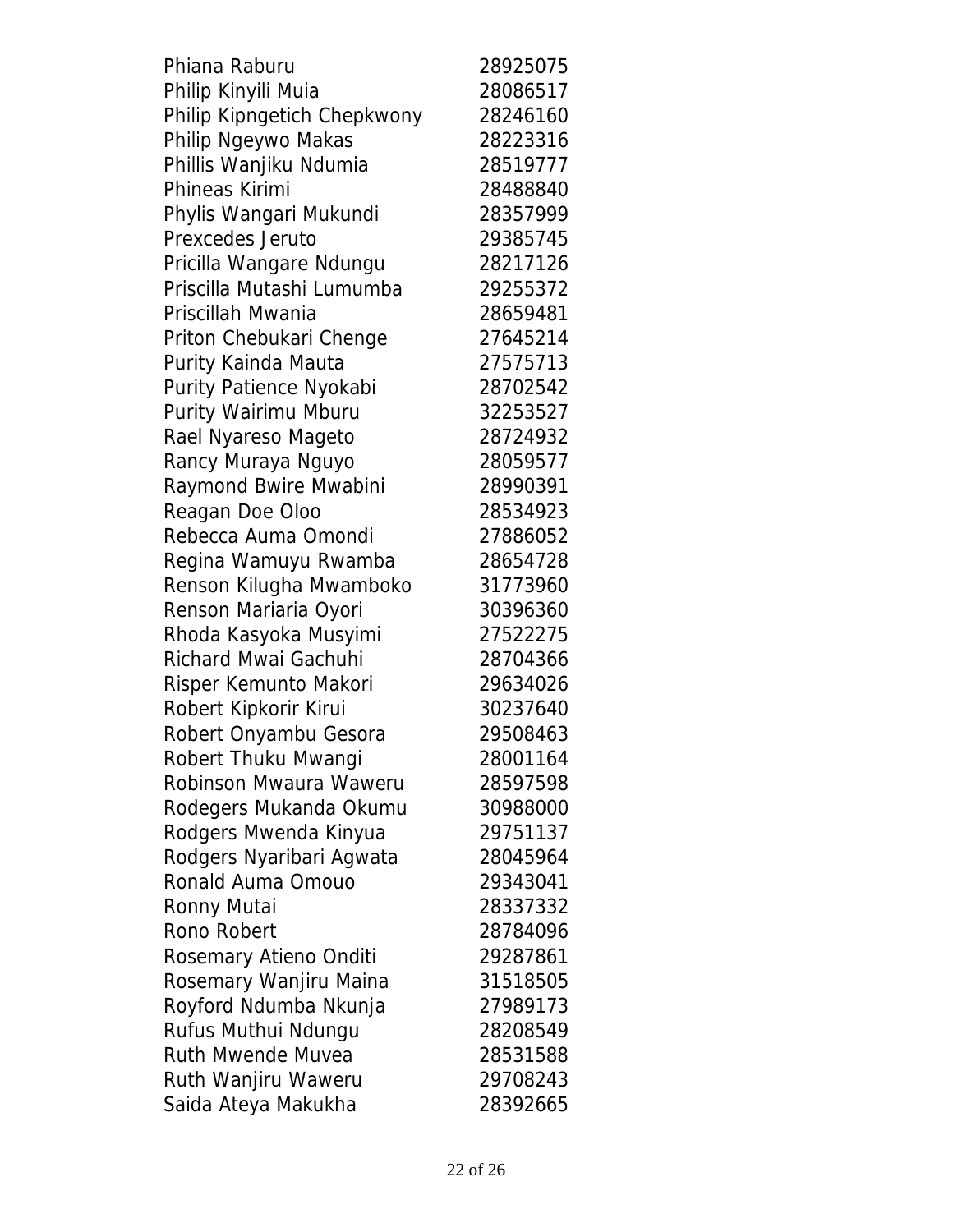| | |
|---|---|
| Phiana Raburu | 28925075 |
| Philip Kinyili Muia | 28086517 |
| Philip Kipngetich Chepkwony | 28246160 |
| Philip Ngeywo Makas | 28223316 |
| Phillis Wanjiku Ndumia | 28519777 |
| Phineas Kirimi | 28488840 |
| Phylis Wangari Mukundi | 28357999 |
| Prexcedes Jeruto | 29385745 |
| Pricilla Wangare Ndungu | 28217126 |
| Priscilla Mutashi Lumumba | 29255372 |
| Priscillah Mwania | 28659481 |
| Priton Chebukari Chenge | 27645214 |
| Purity Kainda Mauta | 27575713 |
| Purity Patience Nyokabi | 28702542 |
| Purity Wairimu Mburu | 32253527 |
| Rael Nyareso Mageto | 28724932 |
| Rancy Muraya Nguyo | 28059577 |
| Raymond Bwire Mwabini | 28990391 |
| Reagan Doe Oloo | 28534923 |
| Rebecca Auma Omondi | 27886052 |
| Regina Wamuyu Rwamba | 28654728 |
| Renson Kilugha Mwamboko | 31773960 |
| Renson Mariaria Oyori | 30396360 |
| Rhoda Kasyoka Musyimi | 27522275 |
| Richard Mwai Gachuhi | 28704366 |
| Risper Kemunto Makori | 29634026 |
| Robert Kipkorir Kirui | 30237640 |
| Robert Onyambu Gesora | 29508463 |
| Robert Thuku Mwangi | 28001164 |
| Robinson Mwaura Waweru | 28597598 |
| Rodegers Mukanda Okumu | 30988000 |
| Rodgers Mwenda Kinyua | 29751137 |
| Rodgers Nyaribari Agwata | 28045964 |
| Ronald Auma Omouo | 29343041 |
| Ronny Mutai | 28337332 |
| Rono Robert | 28784096 |
| Rosemary Atieno Onditi | 29287861 |
| Rosemary Wanjiru Maina | 31518505 |
| Royford Ndumba Nkunja | 27989173 |
| Rufus Muthui Ndungu | 28208549 |
| Ruth Mwende Muvea | 28531588 |
| Ruth Wanjiru Waweru | 29708243 |
| Saida Ateya Makukha | 28392665 |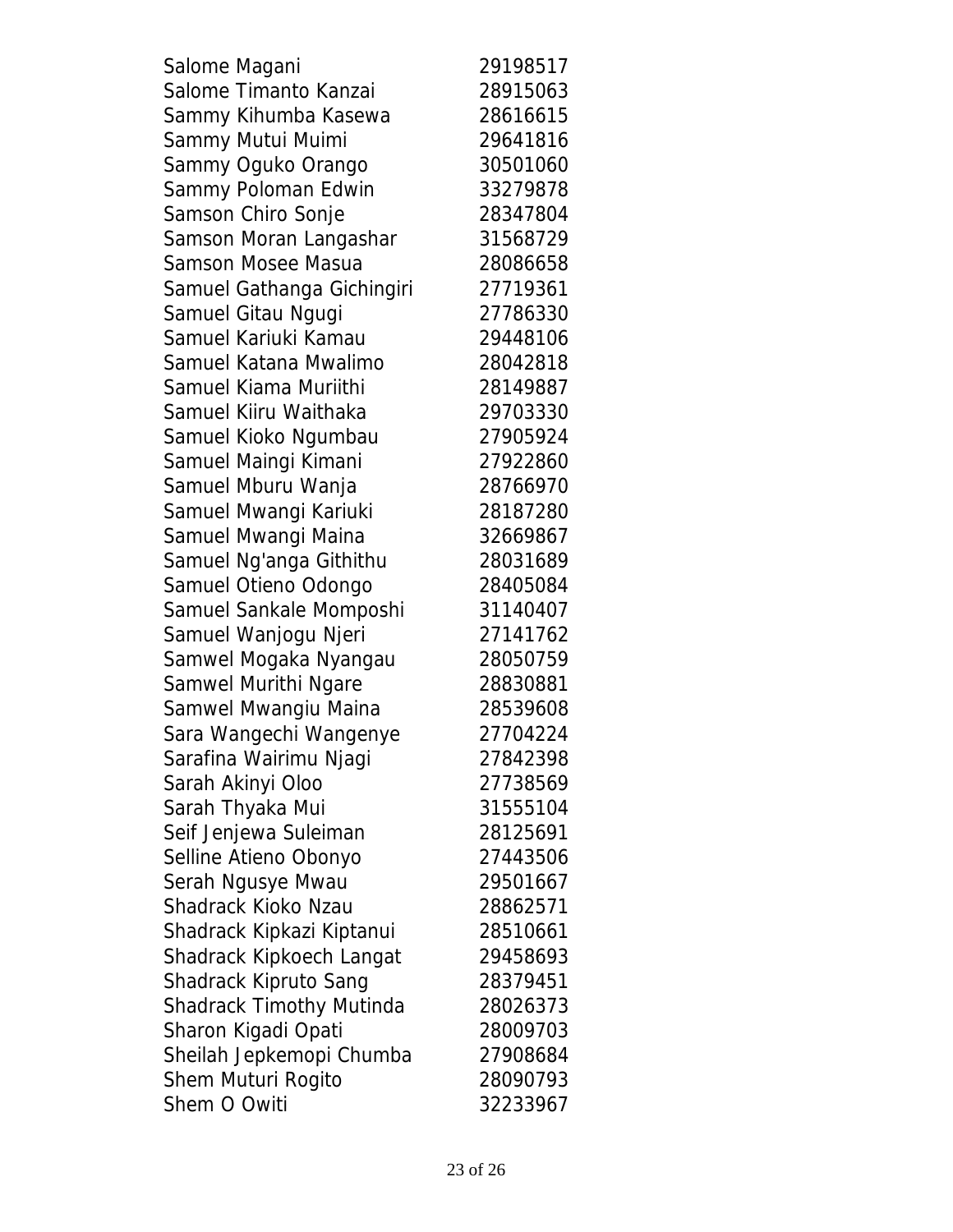| | |
|---|---|
| Salome Magani | 29198517 |
| Salome Timanto Kanzai | 28915063 |
| Sammy Kihumba Kasewa | 28616615 |
| Sammy Mutui Muimi | 29641816 |
| Sammy Oguko Orango | 30501060 |
| Sammy Poloman Edwin | 33279878 |
| Samson Chiro Sonje | 28347804 |
| Samson Moran Langashar | 31568729 |
| Samson Mosee Masua | 28086658 |
| Samuel Gathanga Gichingiri | 27719361 |
| Samuel Gitau Ngugi | 27786330 |
| Samuel Kariuki Kamau | 29448106 |
| Samuel Katana Mwalimo | 28042818 |
| Samuel Kiama Muriithi | 28149887 |
| Samuel Kiiru Waithaka | 29703330 |
| Samuel Kioko Ngumbau | 27905924 |
| Samuel Maingi Kimani | 27922860 |
| Samuel Mburu Wanja | 28766970 |
| Samuel Mwangi Kariuki | 28187280 |
| Samuel Mwangi Maina | 32669867 |
| Samuel Ng'anga Githithu | 28031689 |
| Samuel Otieno Odongo | 28405084 |
| Samuel Sankale Momposhi | 31140407 |
| Samuel Wanjogu Njeri | 27141762 |
| Samwel Mogaka Nyangau | 28050759 |
| Samwel Murithi Ngare | 28830881 |
| Samwel Mwangiu Maina | 28539608 |
| Sara Wangechi Wangenye | 27704224 |
| Sarafina Wairimu Njagi | 27842398 |
| Sarah Akinyi Oloo | 27738569 |
| Sarah Thyaka Mui | 31555104 |
| Seif Jenjewa Suleiman | 28125691 |
| Selline Atieno Obonyo | 27443506 |
| Serah Ngusye Mwau | 29501667 |
| Shadrack Kioko Nzau | 28862571 |
| Shadrack Kipkazi Kiptanui | 28510661 |
| Shadrack Kipkoech Langat | 29458693 |
| Shadrack Kipruto Sang | 28379451 |
| Shadrack Timothy Mutinda | 28026373 |
| Sharon Kigadi Opati | 28009703 |
| Sheilah Jepkemopi Chumba | 27908684 |
| Shem Muturi Rogito | 28090793 |
| Shem O Owiti | 32233967 |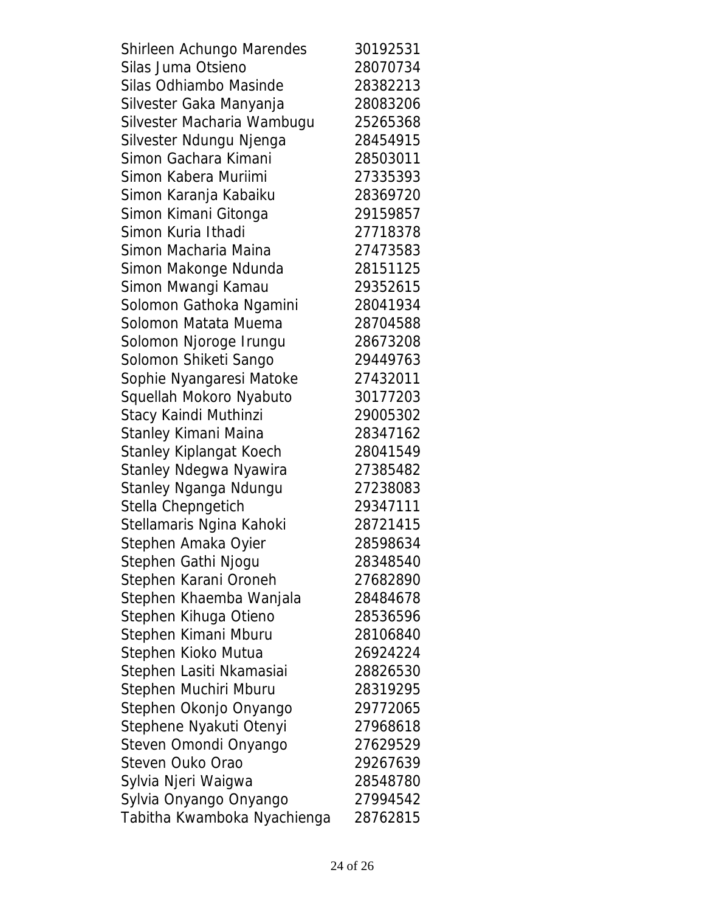| | |
|---|---|
| Shirleen Achungo Marendes | 30192531 |
| Silas Juma Otsieno | 28070734 |
| Silas Odhiambo Masinde | 28382213 |
| Silvester Gaka Manyanja | 28083206 |
| Silvester Macharia Wambugu | 25265368 |
| Silvester Ndungu Njenga | 28454915 |
| Simon Gachara Kimani | 28503011 |
| Simon Kabera Muriimi | 27335393 |
| Simon Karanja Kabaiku | 28369720 |
| Simon Kimani Gitonga | 29159857 |
| Simon Kuria Ithadi | 27718378 |
| Simon Macharia Maina | 27473583 |
| Simon Makonge Ndunda | 28151125 |
| Simon Mwangi Kamau | 29352615 |
| Solomon Gathoka Ngamini | 28041934 |
| Solomon Matata Muema | 28704588 |
| Solomon Njoroge Irungu | 28673208 |
| Solomon Shiketi Sango | 29449763 |
| Sophie Nyangaresi Matoke | 27432011 |
| Squellah Mokoro Nyabuto | 30177203 |
| Stacy Kaindi Muthinzi | 29005302 |
| Stanley Kimani Maina | 28347162 |
| Stanley Kiplangat Koech | 28041549 |
| Stanley Ndegwa Nyawira | 27385482 |
| Stanley Nganga Ndungu | 27238083 |
| Stella Chepngetich | 29347111 |
| Stellamaris Ngina Kahoki | 28721415 |
| Stephen Amaka Oyier | 28598634 |
| Stephen Gathi Njogu | 28348540 |
| Stephen Karani Oroneh | 27682890 |
| Stephen Khaemba Wanjala | 28484678 |
| Stephen Kihuga Otieno | 28536596 |
| Stephen Kimani Mburu | 28106840 |
| Stephen Kioko Mutua | 26924224 |
| Stephen Lasiti Nkamasiai | 28826530 |
| Stephen Muchiri Mburu | 28319295 |
| Stephen Okonjo Onyango | 29772065 |
| Stephene Nyakuti Otenyi | 27968618 |
| Steven Omondi Onyango | 27629529 |
| Steven Ouko Orao | 29267639 |
| Sylvia Njeri Waigwa | 28548780 |
| Sylvia Onyango Onyango | 27994542 |
| Tabitha Kwamboka Nyachienga | 28762815 |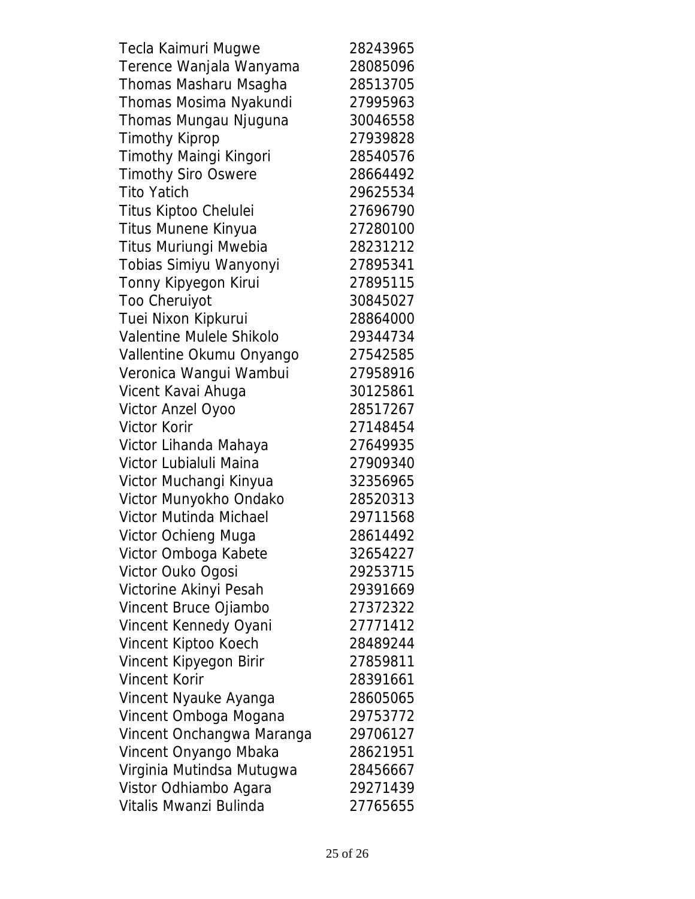| | |
|---|---|
| Tecla Kaimuri Mugwe | 28243965 |
| Terence Wanjala Wanyama | 28085096 |
| Thomas Masharu Msagha | 28513705 |
| Thomas Mosima Nyakundi | 27995963 |
| Thomas Mungau Njuguna | 30046558 |
| Timothy Kiprop | 27939828 |
| Timothy Maingi Kingori | 28540576 |
| Timothy Siro Oswere | 28664492 |
| Tito Yatich | 29625534 |
| Titus Kiptoo Chelulei | 27696790 |
| Titus Munene Kinyua | 27280100 |
| Titus Muriungi Mwebia | 28231212 |
| Tobias Simiyu Wanyonyi | 27895341 |
| Tonny Kipyegon Kirui | 27895115 |
| Too Cheruiyot | 30845027 |
| Tuei Nixon Kipkurui | 28864000 |
| Valentine Mulele Shikolo | 29344734 |
| Vallentine Okumu Onyango | 27542585 |
| Veronica Wangui Wambui | 27958916 |
| Vicent Kavai Ahuga | 30125861 |
| Victor Anzel Oyoo | 28517267 |
| Victor Korir | 27148454 |
| Victor Lihanda Mahaya | 27649935 |
| Victor Lubialuli Maina | 27909340 |
| Victor Muchangi Kinyua | 32356965 |
| Victor Munyokho Ondako | 28520313 |
| Victor Mutinda Michael | 29711568 |
| Victor Ochieng Muga | 28614492 |
| Victor Omboga Kabete | 32654227 |
| Victor Ouko Ogosi | 29253715 |
| Victorine Akinyi Pesah | 29391669 |
| Vincent Bruce Ojiambo | 27372322 |
| Vincent Kennedy Oyani | 27771412 |
| Vincent Kiptoo Koech | 28489244 |
| Vincent Kipyegon Birir | 27859811 |
| Vincent Korir | 28391661 |
| Vincent Nyauke Ayanga | 28605065 |
| Vincent Omboga Mogana | 29753772 |
| Vincent Onchangwa Maranga | 29706127 |
| Vincent Onyango Mbaka | 28621951 |
| Virginia Mutindsa Mutugwa | 28456667 |
| Vistor Odhiambo Agara | 29271439 |
| Vitalis Mwanzi Bulinda | 27765655 |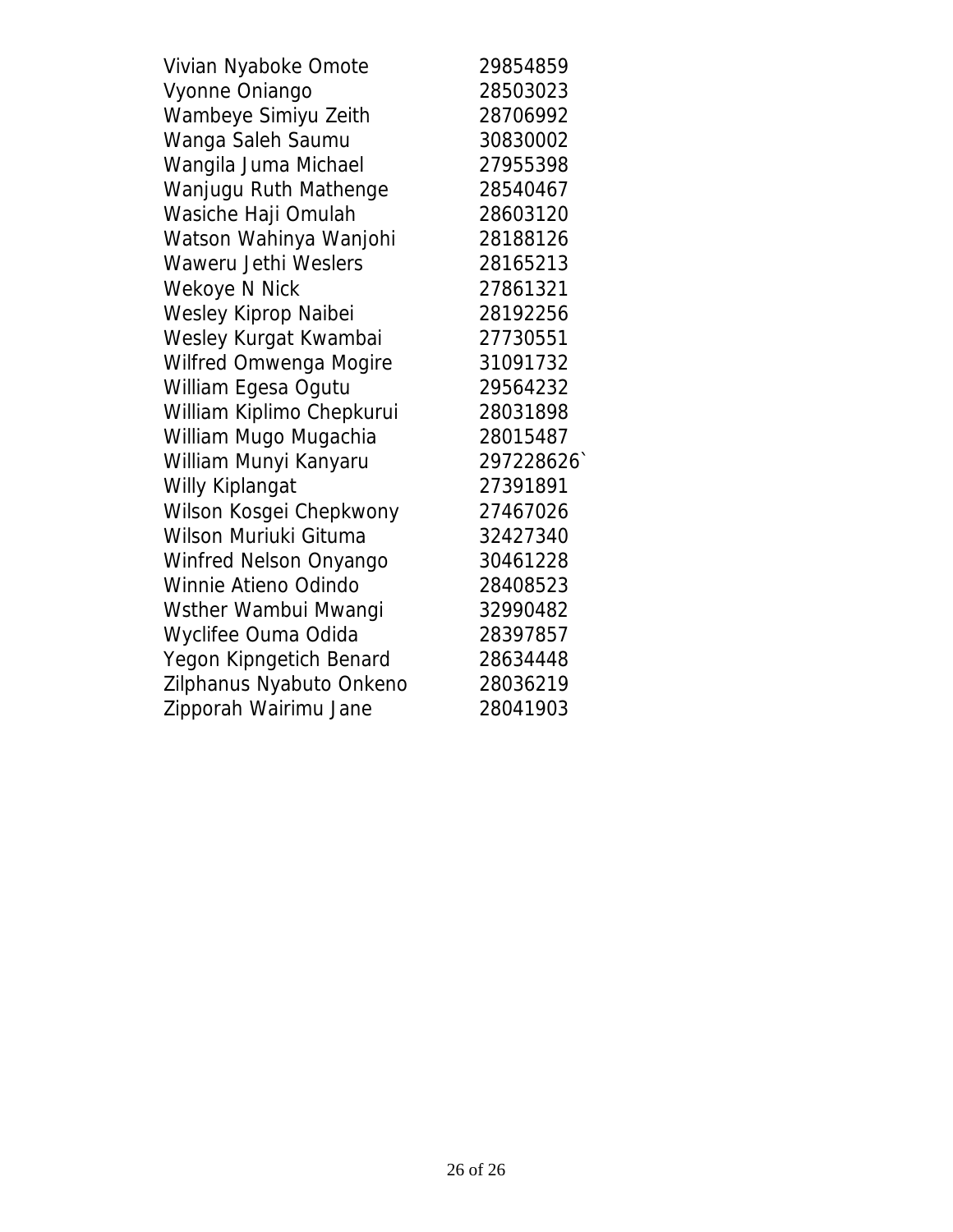| | |
|---|---|
| Vivian Nyaboke Omote | 29854859 |
| Vyonne Oniango | 28503023 |
| Wambeye Simiyu Zeith | 28706992 |
| Wanga Saleh Saumu | 30830002 |
| Wangila Juma Michael | 27955398 |
| Wanjugu Ruth Mathenge | 28540467 |
| Wasiche Haji Omulah | 28603120 |
| Watson Wahinya Wanjohi | 28188126 |
| Waweru Jethi Weslers | 28165213 |
| Wekoye N Nick | 27861321 |
| Wesley Kiprop Naibei | 28192256 |
| Wesley Kurgat Kwambai | 27730551 |
| Wilfred Omwenga Mogire | 31091732 |
| William Egesa Ogutu | 29564232 |
| William Kiplimo Chepkurui | 28031898 |
| William Mugo Mugachia | 28015487 |
| William Munyi Kanyaru | 297228626` |
| Willy Kiplangat | 27391891 |
| Wilson Kosgei Chepkwony | 27467026 |
| Wilson Muriuki Gituma | 32427340 |
| Winfred Nelson Onyango | 30461228 |
| Winnie Atieno Odindo | 28408523 |
| Wsther Wambui Mwangi | 32990482 |
| Wyclifee Ouma Odida | 28397857 |
| Yegon Kipngetich Benard | 28634448 |
| Zilphanus Nyabuto Onkeno | 28036219 |
| Zipporah Wairimu Jane | 28041903 |